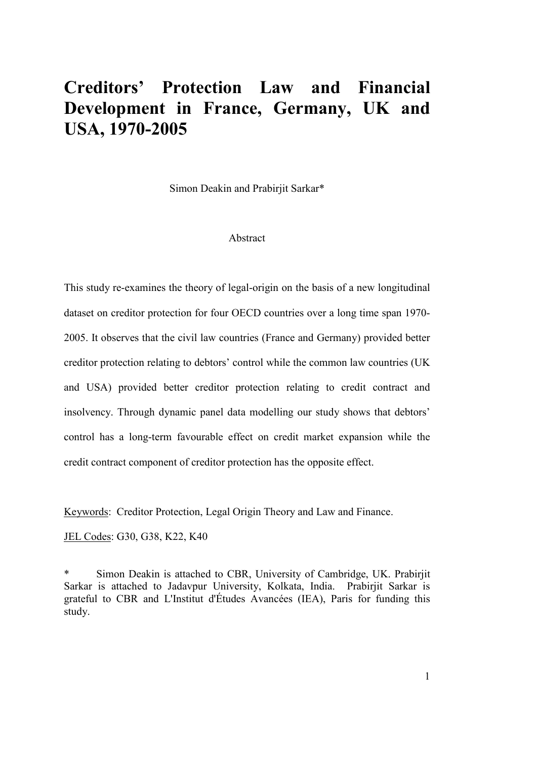# Creditors' Protection Law and Financial Development in France, Germany, UK and USA, 1970-2005

Simon Deakin and Prabirjit Sarkar*

Abstract

This study re-examines the theory of legal-origin on the basis of a new longitudinal dataset on creditor protection for four OECD countries over a long time span 1970-2005. It observes that the civil law countries (France and Germany) provided better creditor protection relating to debtors' control while the common law countries (UK and USA) provided better creditor protection relating to credit contract and insolvency. Through dynamic panel data modelling our study shows that debtors' control has a long-term favourable effect on credit market expansion while the credit contract component of creditor protection has the opposite effect.

Keywords: Creditor Protection, Legal Origin Theory and Law and Finance.

JEL Codes: G30, G38, K22, K40

\* Simon Deakin is attached to CBR, University of Cambridge, UK. Prabirjit Sarkar is attached to Jadavpur University, Kolkata, India. Prabirjit Sarkar is grateful to CBR and L'Institut d'Études Avancées (IEA), Paris for funding this study.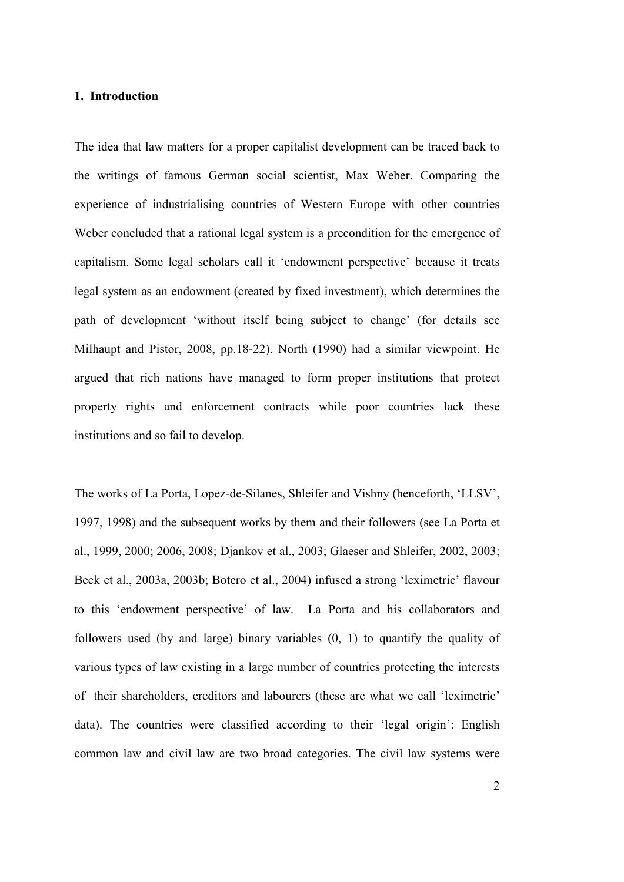## 1. Introduction

The idea that law matters for a proper capitalist development can be traced back to the writings of famous German social scientist, Max Weber. Comparing the experience of industrialising countries of Western Europe with other countries Weber concluded that a rational legal system is a precondition for the emergence of capitalism. Some legal scholars call it 'endowment perspective' because it treats legal system as an endowment (created by fixed investment), which determines the path of development 'without itself being subject to change' (for details see Milhaupt and Pistor, 2008, pp.18-22). North (1990) had a similar viewpoint. He argued that rich nations have managed to form proper institutions that protect property rights and enforcement contracts while poor countries lack these institutions and so fail to develop.

The works of La Porta, Lopez-de-Silanes, Shleifer and Vishny (henceforth, 'LLSV', 1997, 1998) and the subsequent works by them and their followers (see La Porta et al., 1999, 2000; 2006, 2008; Djankov et al., 2003; Glaeser and Shleifer, 2002, 2003; Beck et al., 2003a, 2003b; Botero et al., 2004) infused a strong 'leximetric' flavour to this 'endowment perspective' of law. La Porta and his collaborators and followers used (by and large) binary variables (0, 1) to quantify the quality of various types of law existing in a large number of countries protecting the interests of their shareholders, creditors and labourers (these are what we call 'leximetric' data). The countries were classified according to their 'legal origin': English common law and civil law are two broad categories. The civil law systems were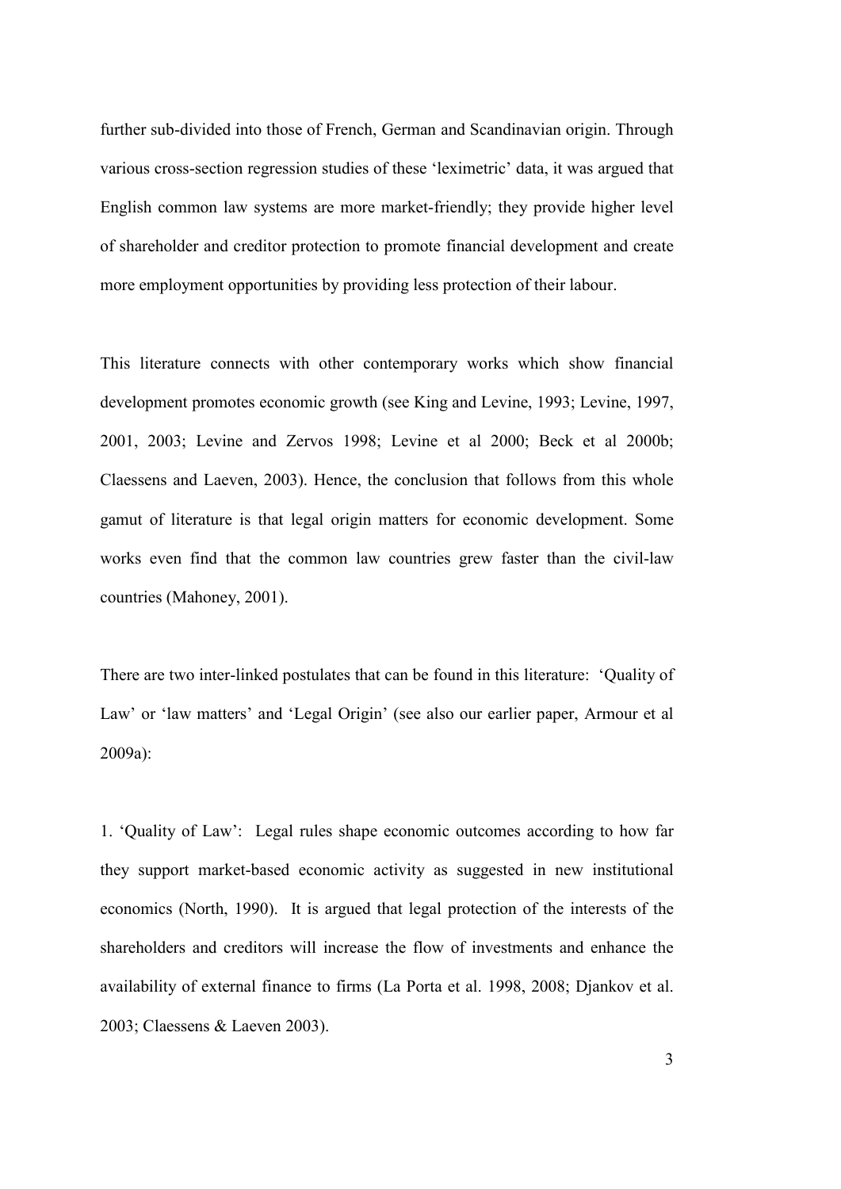further sub-divided into those of French, German and Scandinavian origin. Through various cross-section regression studies of these 'leximetric' data, it was argued that English common law systems are more market-friendly; they provide higher level of shareholder and creditor protection to promote financial development and create more employment opportunities by providing less protection of their labour.

This literature connects with other contemporary works which show financial development promotes economic growth (see King and Levine, 1993; Levine, 1997, 2001, 2003; Levine and Zervos 1998; Levine et al 2000; Beck et al 2000b; Claessens and Laeven, 2003). Hence, the conclusion that follows from this whole gamut of literature is that legal origin matters for economic development. Some works even find that the common law countries grew faster than the civil-law countries (Mahoney, 2001).

There are two inter-linked postulates that can be found in this literature: 'Quality of Law' or 'law matters' and 'Legal Origin' (see also our earlier paper, Armour et al 2009a):

1. 'Quality of Law': Legal rules shape economic outcomes according to how far they support market-based economic activity as suggested in new institutional economics (North, 1990). It is argued that legal protection of the interests of the shareholders and creditors will increase the flow of investments and enhance the availability of external finance to firms (La Porta et al. 1998, 2008; Djankov et al. 2003; Claessens & Laeven 2003).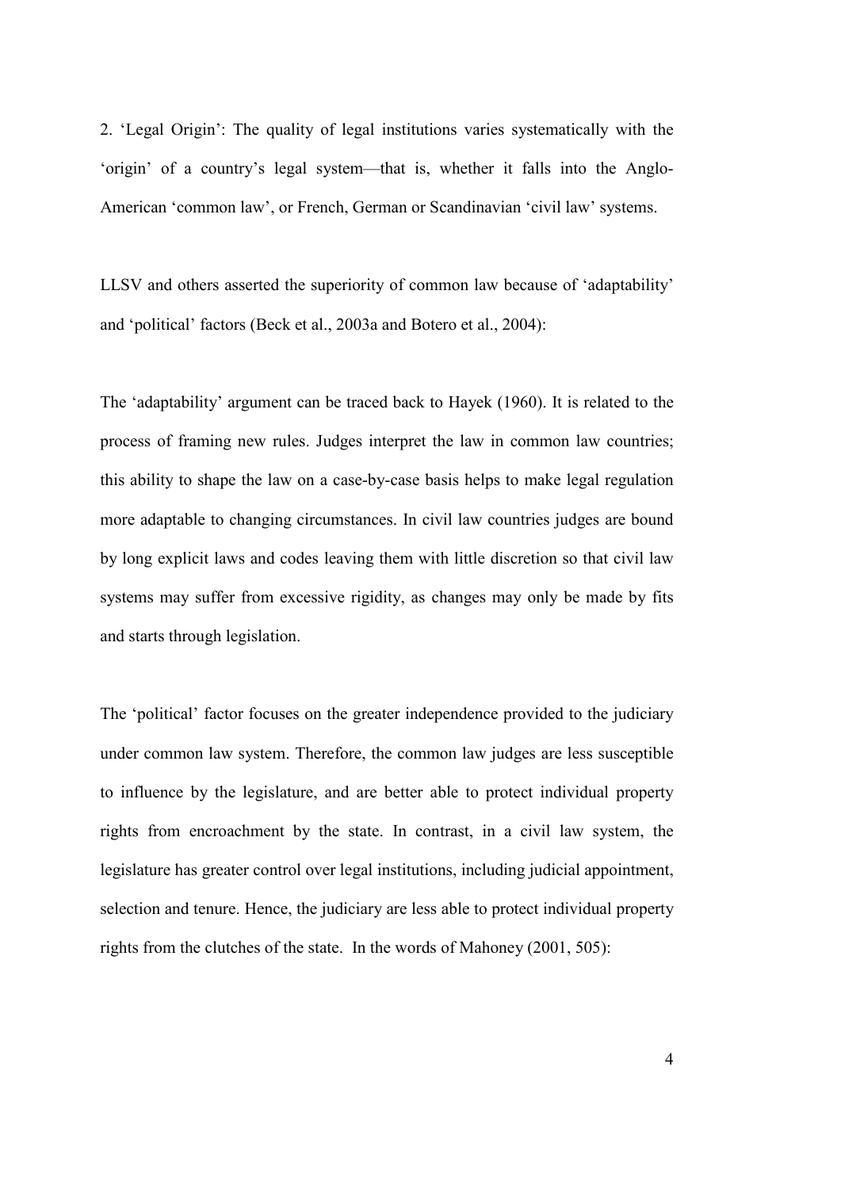2. 'Legal Origin': The quality of legal institutions varies systematically with the 'origin' of a country's legal system—that is, whether it falls into the Anglo-American 'common law', or French, German or Scandinavian 'civil law' systems.

LLSV and others asserted the superiority of common law because of 'adaptability' and 'political' factors (Beck et al., 2003a and Botero et al., 2004):

The 'adaptability' argument can be traced back to Hayek (1960). It is related to the process of framing new rules. Judges interpret the law in common law countries; this ability to shape the law on a case-by-case basis helps to make legal regulation more adaptable to changing circumstances. In civil law countries judges are bound by long explicit laws and codes leaving them with little discretion so that civil law systems may suffer from excessive rigidity, as changes may only be made by fits and starts through legislation.

The 'political' factor focuses on the greater independence provided to the judiciary under common law system. Therefore, the common law judges are less susceptible to influence by the legislature, and are better able to protect individual property rights from encroachment by the state. In contrast, in a civil law system, the legislature has greater control over legal institutions, including judicial appointment, selection and tenure. Hence, the judiciary are less able to protect individual property rights from the clutches of the state. In the words of Mahoney (2001, 505):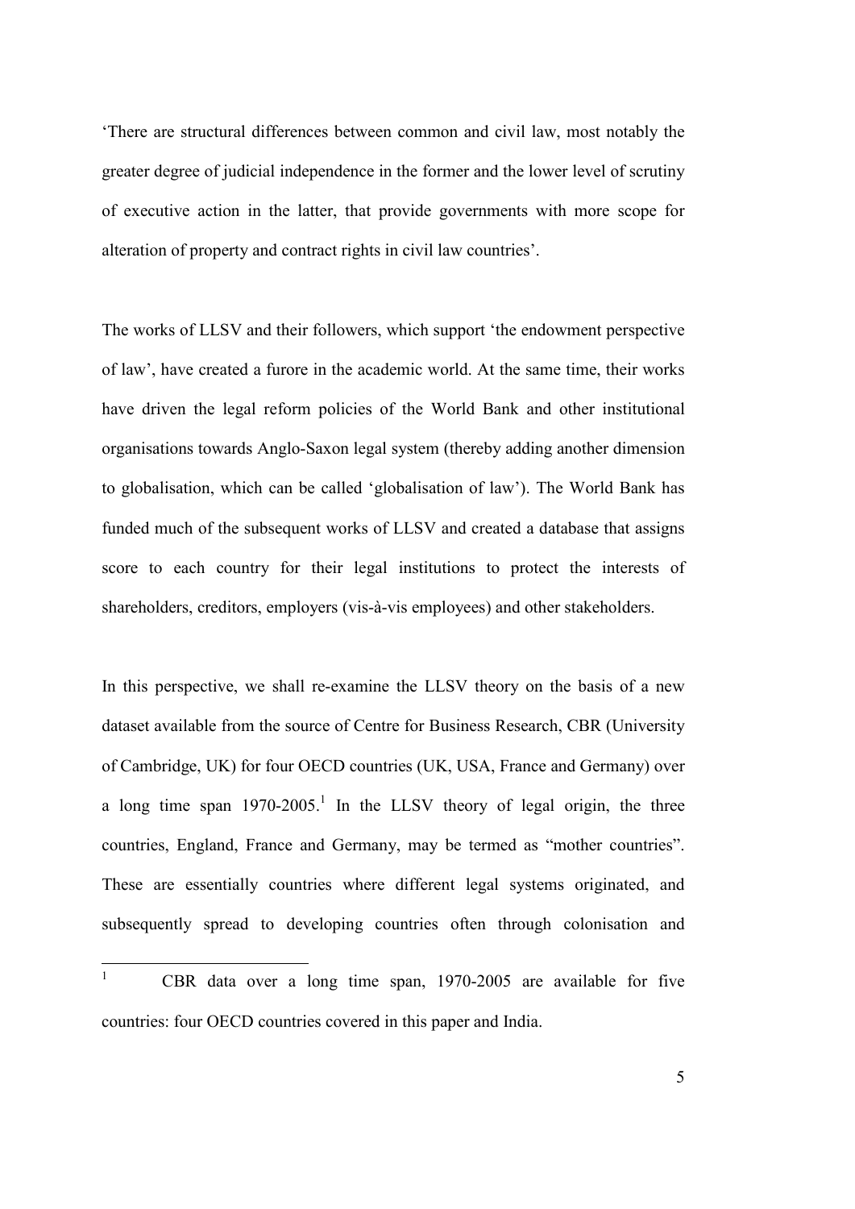'There are structural differences between common and civil law, most notably the greater degree of judicial independence in the former and the lower level of scrutiny of executive action in the latter, that provide governments with more scope for alteration of property and contract rights in civil law countries'.

The works of LLSV and their followers, which support 'the endowment perspective of law', have created a furore in the academic world. At the same time, their works have driven the legal reform policies of the World Bank and other institutional organisations towards Anglo-Saxon legal system (thereby adding another dimension to globalisation, which can be called 'globalisation of law'). The World Bank has funded much of the subsequent works of LLSV and created a database that assigns score to each country for their legal institutions to protect the interests of shareholders, creditors, employers (vis-à-vis employees) and other stakeholders.

In this perspective, we shall re-examine the LLSV theory on the basis of a new dataset available from the source of Centre for Business Research, CBR (University of Cambridge, UK) for four OECD countries (UK, USA, France and Germany) over a long time span 1970-2005.[1] In the LLSV theory of legal origin, the three countries, England, France and Germany, may be termed as "mother countries". These are essentially countries where different legal systems originated, and subsequently spread to developing countries often through colonisation and

---

[1] CBR data over a long time span, 1970-2005 are available for five countries: four OECD countries covered in this paper and India.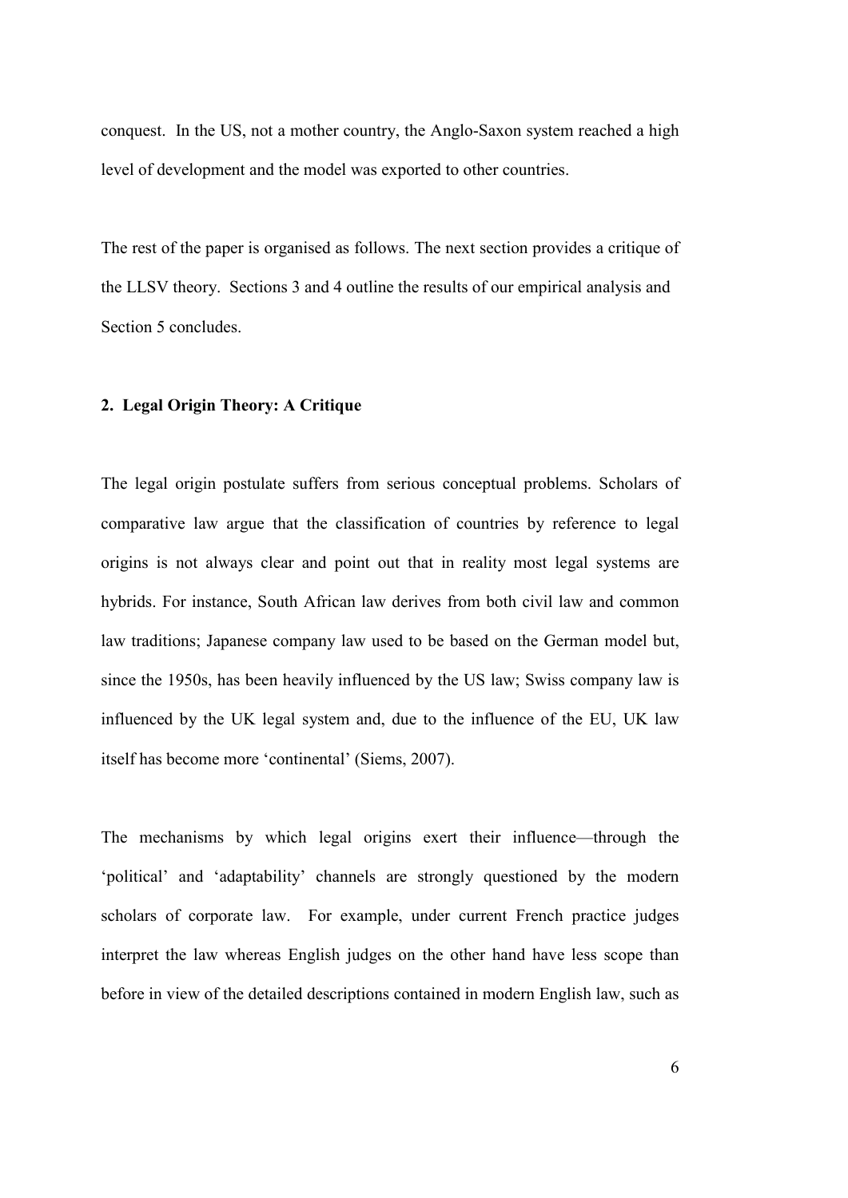conquest. In the US, not a mother country, the Anglo-Saxon system reached a high level of development and the model was exported to other countries.

The rest of the paper is organised as follows. The next section provides a critique of the LLSV theory. Sections 3 and 4 outline the results of our empirical analysis and Section 5 concludes.

## 2. Legal Origin Theory: A Critique

The legal origin postulate suffers from serious conceptual problems. Scholars of comparative law argue that the classification of countries by reference to legal origins is not always clear and point out that in reality most legal systems are hybrids. For instance, South African law derives from both civil law and common law traditions; Japanese company law used to be based on the German model but, since the 1950s, has been heavily influenced by the US law; Swiss company law is influenced by the UK legal system and, due to the influence of the EU, UK law itself has become more 'continental' (Siems, 2007).

The mechanisms by which legal origins exert their influence—through the 'political' and 'adaptability' channels are strongly questioned by the modern scholars of corporate law. For example, under current French practice judges interpret the law whereas English judges on the other hand have less scope than before in view of the detailed descriptions contained in modern English law, such as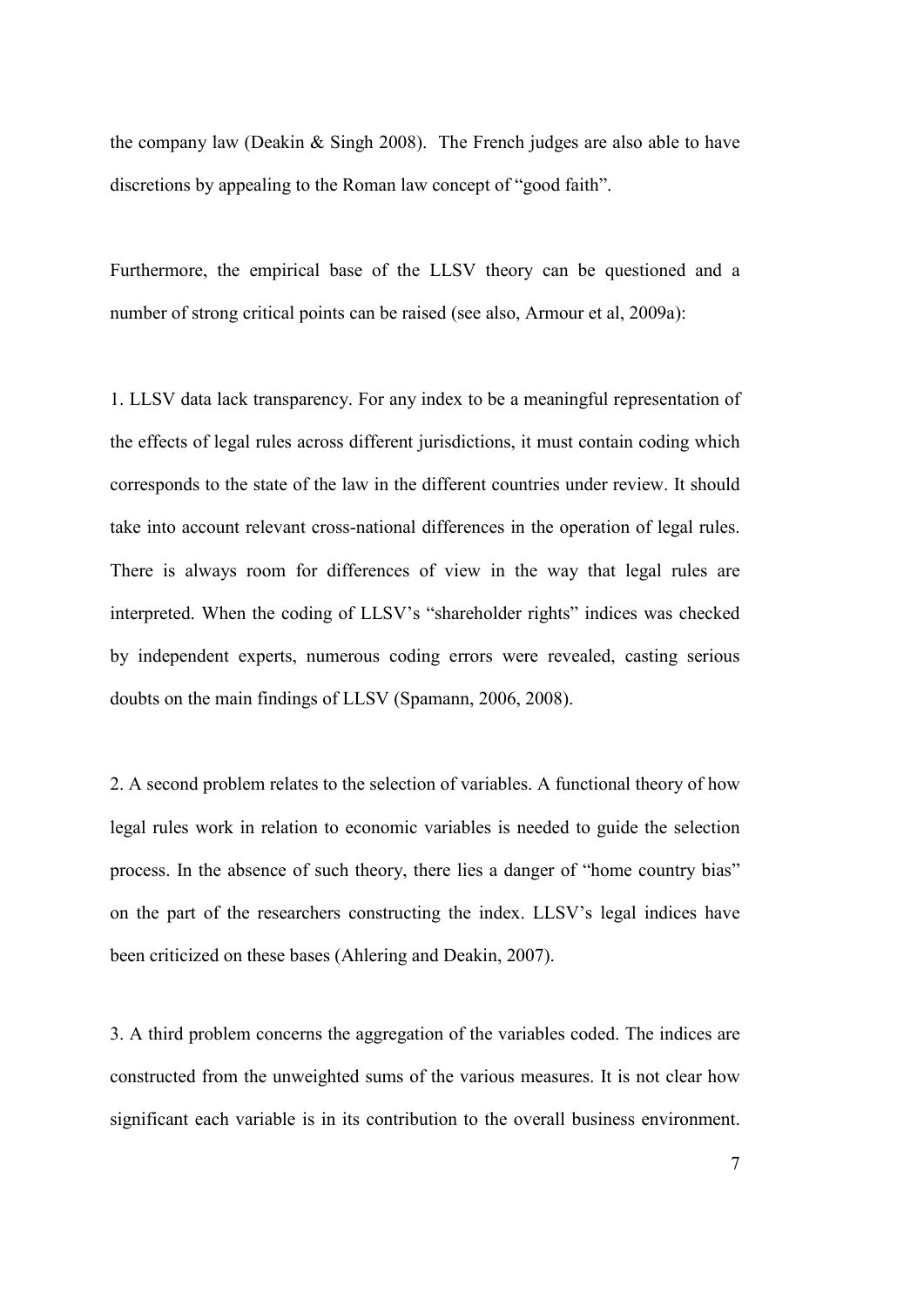the company law (Deakin & Singh 2008). The French judges are also able to have discretions by appealing to the Roman law concept of "good faith".

Furthermore, the empirical base of the LLSV theory can be questioned and a number of strong critical points can be raised (see also, Armour et al, 2009a):

1. LLSV data lack transparency. For any index to be a meaningful representation of the effects of legal rules across different jurisdictions, it must contain coding which corresponds to the state of the law in the different countries under review. It should take into account relevant cross-national differences in the operation of legal rules. There is always room for differences of view in the way that legal rules are interpreted. When the coding of LLSV's "shareholder rights" indices was checked by independent experts, numerous coding errors were revealed, casting serious doubts on the main findings of LLSV (Spamann, 2006, 2008).

2. A second problem relates to the selection of variables. A functional theory of how legal rules work in relation to economic variables is needed to guide the selection process. In the absence of such theory, there lies a danger of "home country bias" on the part of the researchers constructing the index. LLSV's legal indices have been criticized on these bases (Ahlering and Deakin, 2007).

3. A third problem concerns the aggregation of the variables coded. The indices are constructed from the unweighted sums of the various measures. It is not clear how significant each variable is in its contribution to the overall business environment.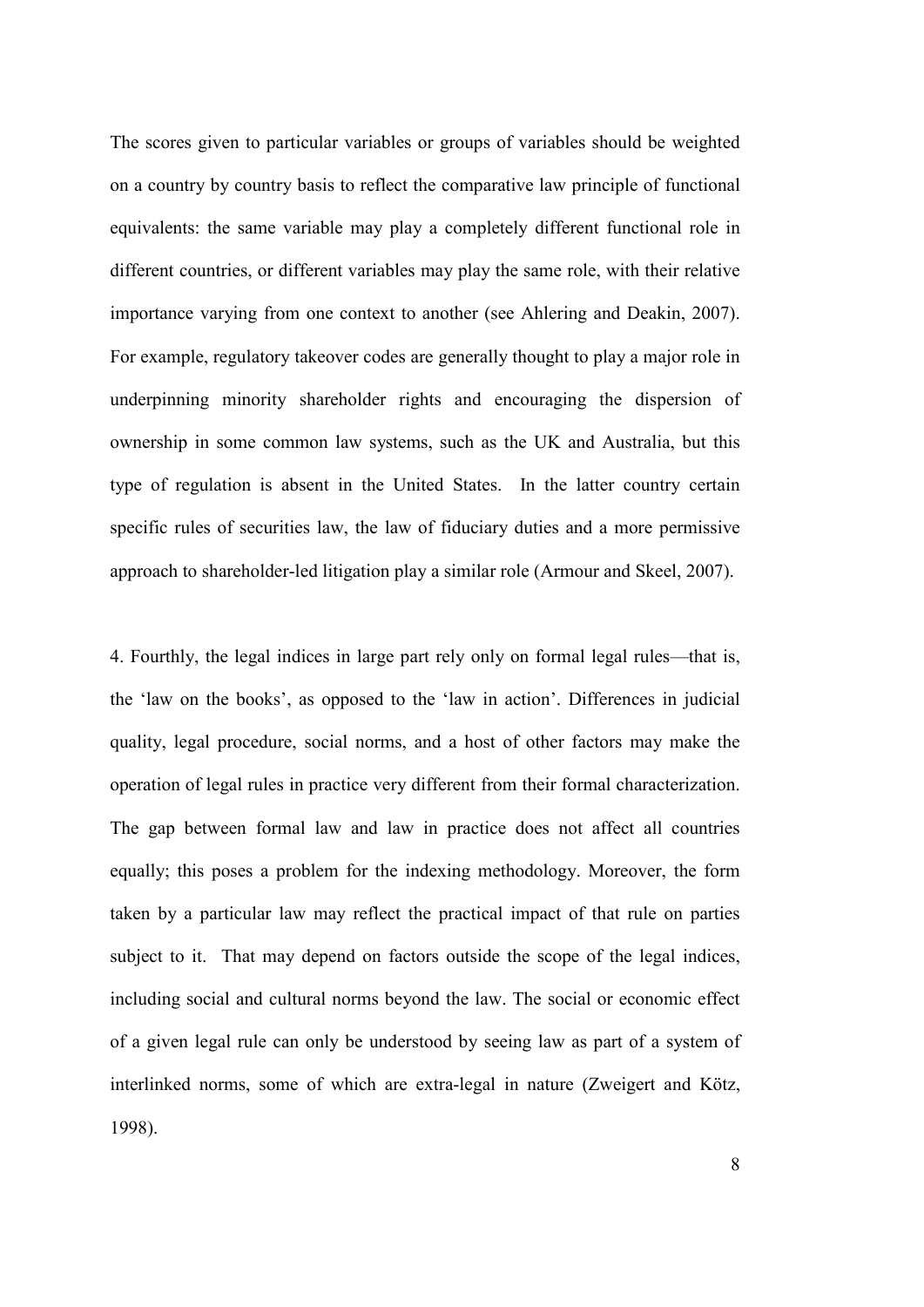The scores given to particular variables or groups of variables should be weighted on a country by country basis to reflect the comparative law principle of functional equivalents: the same variable may play a completely different functional role in different countries, or different variables may play the same role, with their relative importance varying from one context to another (see Ahlering and Deakin, 2007). For example, regulatory takeover codes are generally thought to play a major role in underpinning minority shareholder rights and encouraging the dispersion of ownership in some common law systems, such as the UK and Australia, but this type of regulation is absent in the United States. In the latter country certain specific rules of securities law, the law of fiduciary duties and a more permissive approach to shareholder-led litigation play a similar role (Armour and Skeel, 2007).

4. Fourthly, the legal indices in large part rely only on formal legal rules—that is, the 'law on the books', as opposed to the 'law in action'. Differences in judicial quality, legal procedure, social norms, and a host of other factors may make the operation of legal rules in practice very different from their formal characterization. The gap between formal law and law in practice does not affect all countries equally; this poses a problem for the indexing methodology. Moreover, the form taken by a particular law may reflect the practical impact of that rule on parties subject to it. That may depend on factors outside the scope of the legal indices, including social and cultural norms beyond the law. The social or economic effect of a given legal rule can only be understood by seeing law as part of a system of interlinked norms, some of which are extra-legal in nature (Zweigert and Kötz, 1998).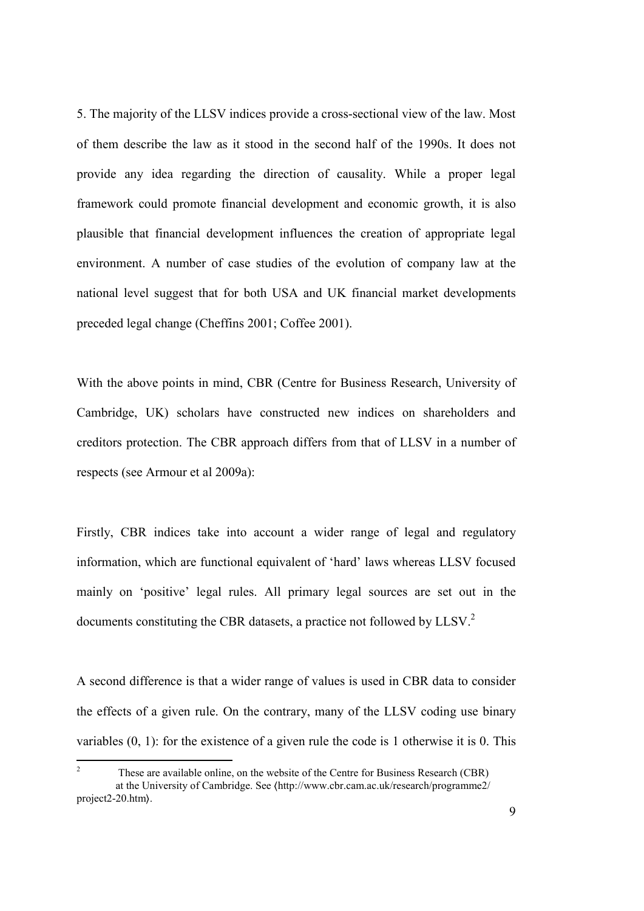5. The majority of the LLSV indices provide a cross-sectional view of the law. Most of them describe the law as it stood in the second half of the 1990s. It does not provide any idea regarding the direction of causality. While a proper legal framework could promote financial development and economic growth, it is also plausible that financial development influences the creation of appropriate legal environment. A number of case studies of the evolution of company law at the national level suggest that for both USA and UK financial market developments preceded legal change (Cheffins 2001; Coffee 2001).

With the above points in mind, CBR (Centre for Business Research, University of Cambridge, UK) scholars have constructed new indices on shareholders and creditors protection. The CBR approach differs from that of LLSV in a number of respects (see Armour et al 2009a):

Firstly, CBR indices take into account a wider range of legal and regulatory information, which are functional equivalent of 'hard' laws whereas LLSV focused mainly on 'positive' legal rules. All primary legal sources are set out in the documents constituting the CBR datasets, a practice not followed by LLSV.[2]

A second difference is that a wider range of values is used in CBR data to consider the effects of a given rule. On the contrary, many of the LLSV coding use binary variables (0, 1): for the existence of a given rule the code is 1 otherwise it is 0. This

[2] These are available online, on the website of the Centre for Business Research (CBR) at the University of Cambridge. See ⟨http://www.cbr.cam.ac.uk/research/programme2/project2-20.htm⟩.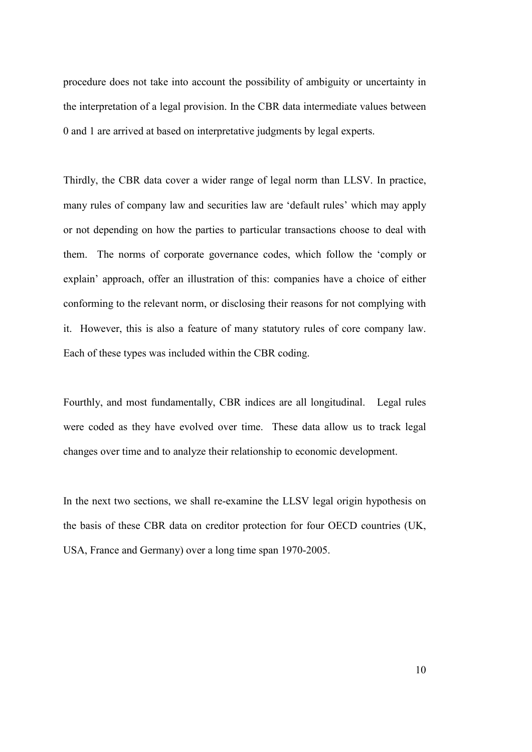procedure does not take into account the possibility of ambiguity or uncertainty in the interpretation of a legal provision. In the CBR data intermediate values between 0 and 1 are arrived at based on interpretative judgments by legal experts.

Thirdly, the CBR data cover a wider range of legal norm than LLSV. In practice, many rules of company law and securities law are 'default rules' which may apply or not depending on how the parties to particular transactions choose to deal with them. The norms of corporate governance codes, which follow the 'comply or explain' approach, offer an illustration of this: companies have a choice of either conforming to the relevant norm, or disclosing their reasons for not complying with it. However, this is also a feature of many statutory rules of core company law. Each of these types was included within the CBR coding.

Fourthly, and most fundamentally, CBR indices are all longitudinal. Legal rules were coded as they have evolved over time. These data allow us to track legal changes over time and to analyze their relationship to economic development.

In the next two sections, we shall re-examine the LLSV legal origin hypothesis on the basis of these CBR data on creditor protection for four OECD countries (UK, USA, France and Germany) over a long time span 1970-2005.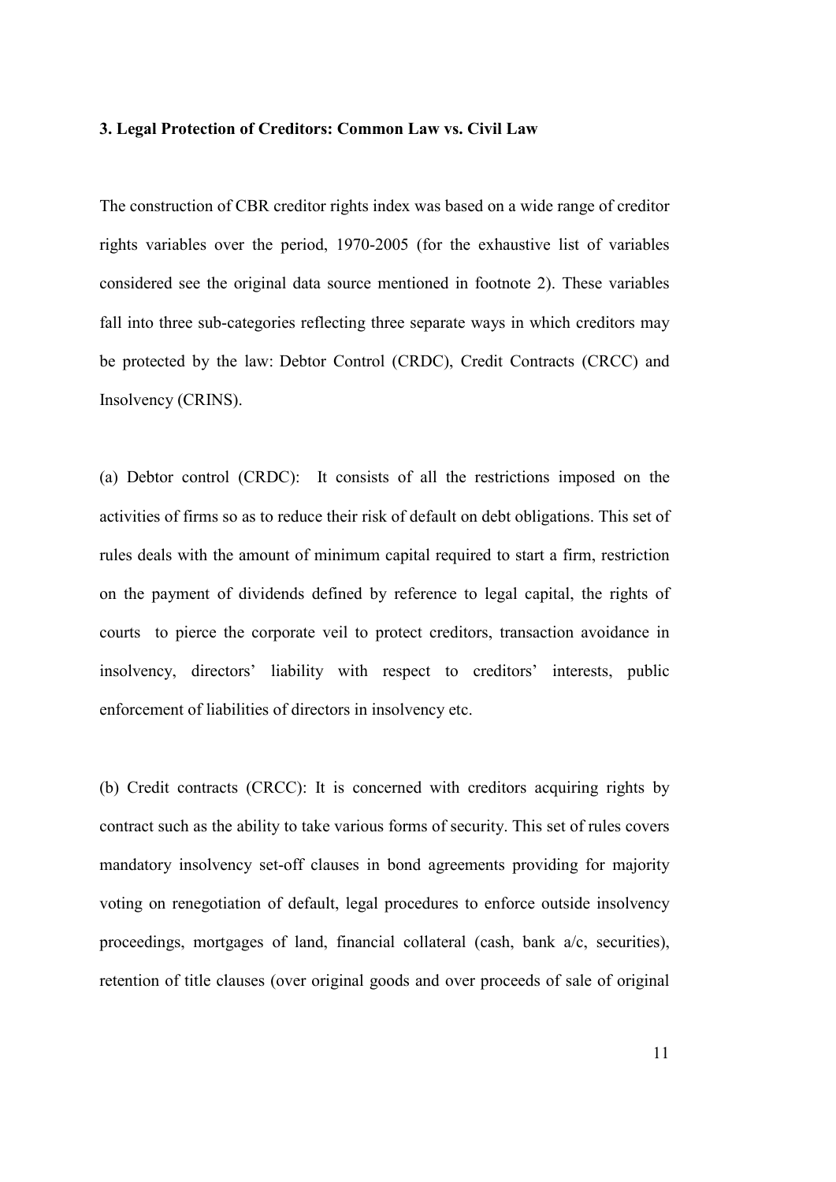### 3. Legal Protection of Creditors: Common Law vs. Civil Law

The construction of CBR creditor rights index was based on a wide range of creditor rights variables over the period, 1970-2005 (for the exhaustive list of variables considered see the original data source mentioned in footnote 2). These variables fall into three sub-categories reflecting three separate ways in which creditors may be protected by the law: Debtor Control (CRDC), Credit Contracts (CRCC) and Insolvency (CRINS).

(a) Debtor control (CRDC): It consists of all the restrictions imposed on the activities of firms so as to reduce their risk of default on debt obligations. This set of rules deals with the amount of minimum capital required to start a firm, restriction on the payment of dividends defined by reference to legal capital, the rights of courts to pierce the corporate veil to protect creditors, transaction avoidance in insolvency, directors' liability with respect to creditors' interests, public enforcement of liabilities of directors in insolvency etc.

(b) Credit contracts (CRCC): It is concerned with creditors acquiring rights by contract such as the ability to take various forms of security. This set of rules covers mandatory insolvency set-off clauses in bond agreements providing for majority voting on renegotiation of default, legal procedures to enforce outside insolvency proceedings, mortgages of land, financial collateral (cash, bank a/c, securities), retention of title clauses (over original goods and over proceeds of sale of original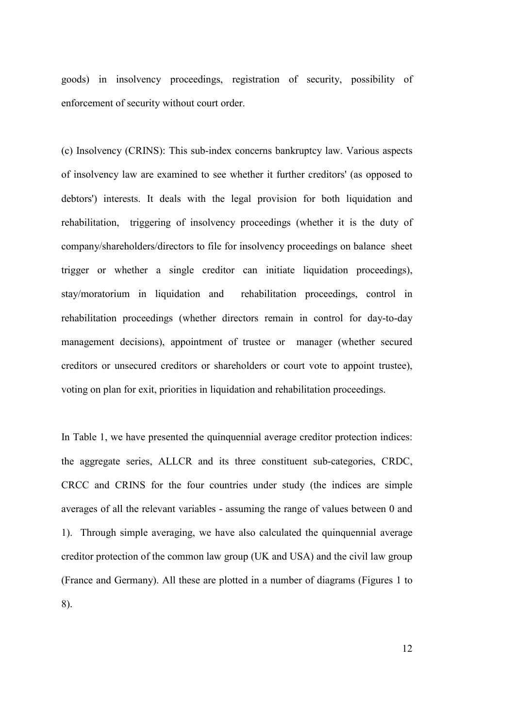goods) in insolvency proceedings, registration of security, possibility of enforcement of security without court order.

(c) Insolvency (CRINS): This sub-index concerns bankruptcy law. Various aspects of insolvency law are examined to see whether it further creditors' (as opposed to debtors') interests. It deals with the legal provision for both liquidation and rehabilitation, triggering of insolvency proceedings (whether it is the duty of company/shareholders/directors to file for insolvency proceedings on balance sheet trigger or whether a single creditor can initiate liquidation proceedings), stay/moratorium in liquidation and rehabilitation proceedings, control in rehabilitation proceedings (whether directors remain in control for day-to-day management decisions), appointment of trustee or manager (whether secured creditors or unsecured creditors or shareholders or court vote to appoint trustee), voting on plan for exit, priorities in liquidation and rehabilitation proceedings.

In Table 1, we have presented the quinquennial average creditor protection indices: the aggregate series, ALLCR and its three constituent sub-categories, CRDC, CRCC and CRINS for the four countries under study (the indices are simple averages of all the relevant variables - assuming the range of values between 0 and 1). Through simple averaging, we have also calculated the quinquennial average creditor protection of the common law group (UK and USA) and the civil law group (France and Germany). All these are plotted in a number of diagrams (Figures 1 to 8).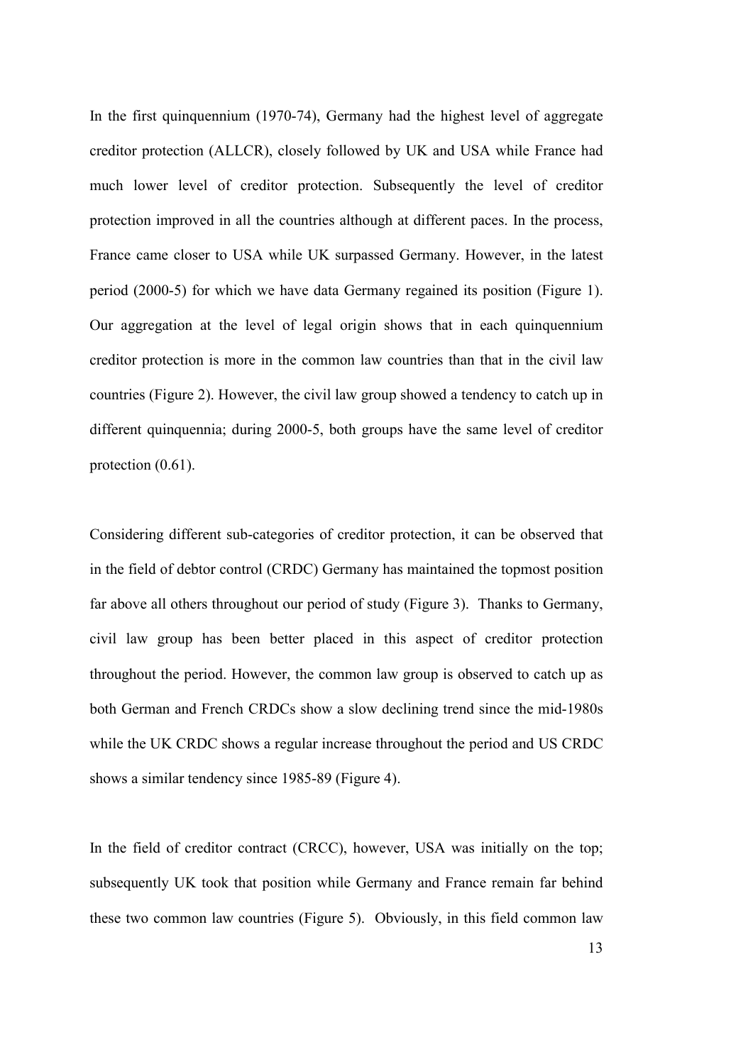In the first quinquennium (1970-74), Germany had the highest level of aggregate creditor protection (ALLCR), closely followed by UK and USA while France had much lower level of creditor protection. Subsequently the level of creditor protection improved in all the countries although at different paces. In the process, France came closer to USA while UK surpassed Germany. However, in the latest period (2000-5) for which we have data Germany regained its position (Figure 1). Our aggregation at the level of legal origin shows that in each quinquennium creditor protection is more in the common law countries than that in the civil law countries (Figure 2). However, the civil law group showed a tendency to catch up in different quinquennia; during 2000-5, both groups have the same level of creditor protection (0.61).

Considering different sub-categories of creditor protection, it can be observed that in the field of debtor control (CRDC) Germany has maintained the topmost position far above all others throughout our period of study (Figure 3). Thanks to Germany, civil law group has been better placed in this aspect of creditor protection throughout the period. However, the common law group is observed to catch up as both German and French CRDCs show a slow declining trend since the mid-1980s while the UK CRDC shows a regular increase throughout the period and US CRDC shows a similar tendency since 1985-89 (Figure 4).

In the field of creditor contract (CRCC), however, USA was initially on the top; subsequently UK took that position while Germany and France remain far behind these two common law countries (Figure 5). Obviously, in this field common law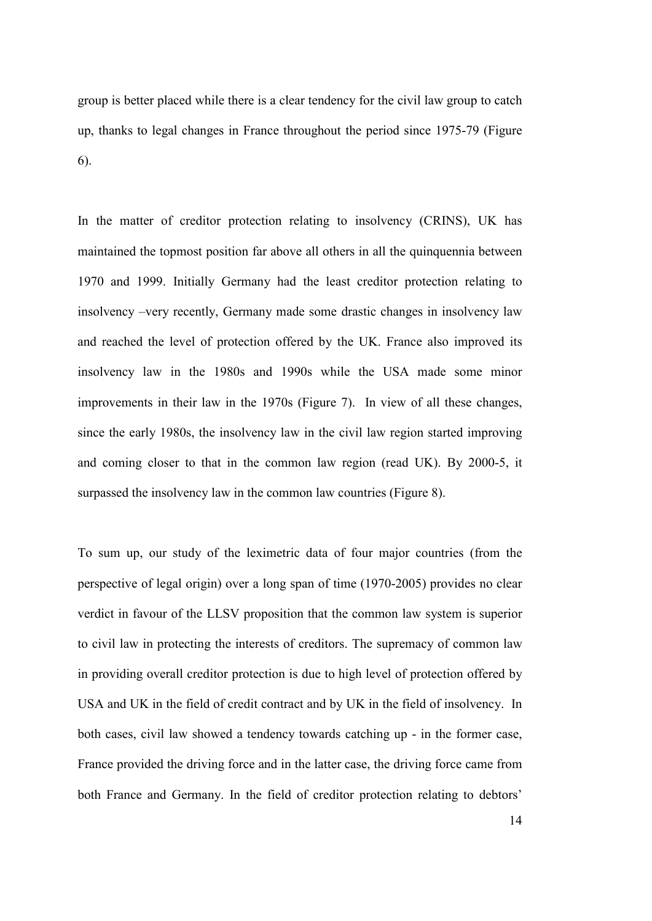group is better placed while there is a clear tendency for the civil law group to catch up, thanks to legal changes in France throughout the period since 1975-79 (Figure 6).

In the matter of creditor protection relating to insolvency (CRINS), UK has maintained the topmost position far above all others in all the quinquennia between 1970 and 1999. Initially Germany had the least creditor protection relating to insolvency –very recently, Germany made some drastic changes in insolvency law and reached the level of protection offered by the UK. France also improved its insolvency law in the 1980s and 1990s while the USA made some minor improvements in their law in the 1970s (Figure 7). In view of all these changes, since the early 1980s, the insolvency law in the civil law region started improving and coming closer to that in the common law region (read UK). By 2000-5, it surpassed the insolvency law in the common law countries (Figure 8).

To sum up, our study of the leximetric data of four major countries (from the perspective of legal origin) over a long span of time (1970-2005) provides no clear verdict in favour of the LLSV proposition that the common law system is superior to civil law in protecting the interests of creditors. The supremacy of common law in providing overall creditor protection is due to high level of protection offered by USA and UK in the field of credit contract and by UK in the field of insolvency. In both cases, civil law showed a tendency towards catching up - in the former case, France provided the driving force and in the latter case, the driving force came from both France and Germany. In the field of creditor protection relating to debtors'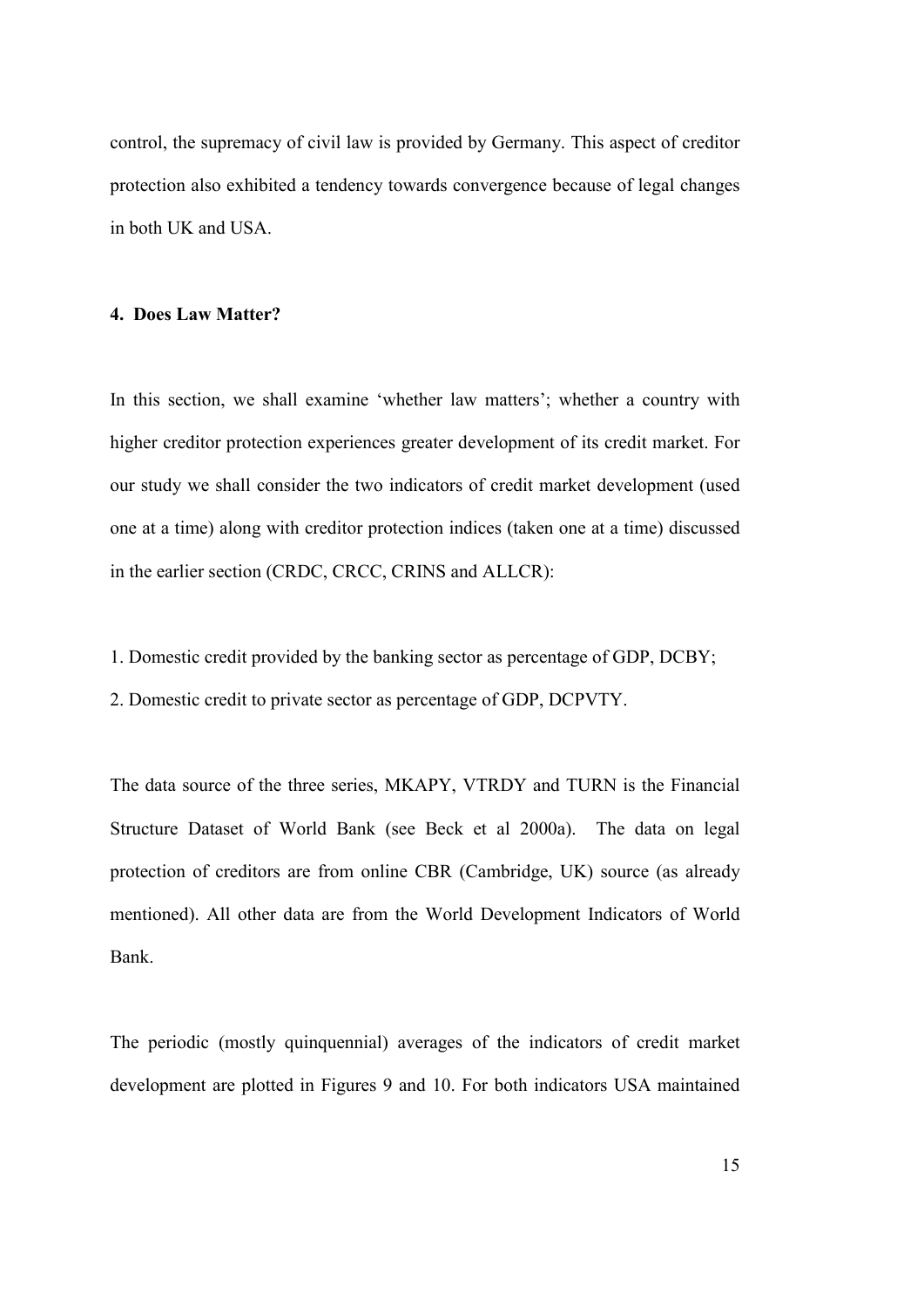control, the supremacy of civil law is provided by Germany. This aspect of creditor protection also exhibited a tendency towards convergence because of legal changes in both UK and USA.

## 4. Does Law Matter?

In this section, we shall examine 'whether law matters'; whether a country with higher creditor protection experiences greater development of its credit market. For our study we shall consider the two indicators of credit market development (used one at a time) along with creditor protection indices (taken one at a time) discussed in the earlier section (CRDC, CRCC, CRINS and ALLCR):

1. Domestic credit provided by the banking sector as percentage of GDP, DCBY;
2. Domestic credit to private sector as percentage of GDP, DCPVTY.

The data source of the three series, MKAPY, VTRDY and TURN is the Financial Structure Dataset of World Bank (see Beck et al 2000a). The data on legal protection of creditors are from online CBR (Cambridge, UK) source (as already mentioned). All other data are from the World Development Indicators of World Bank.

The periodic (mostly quinquennial) averages of the indicators of credit market development are plotted in Figures 9 and 10. For both indicators USA maintained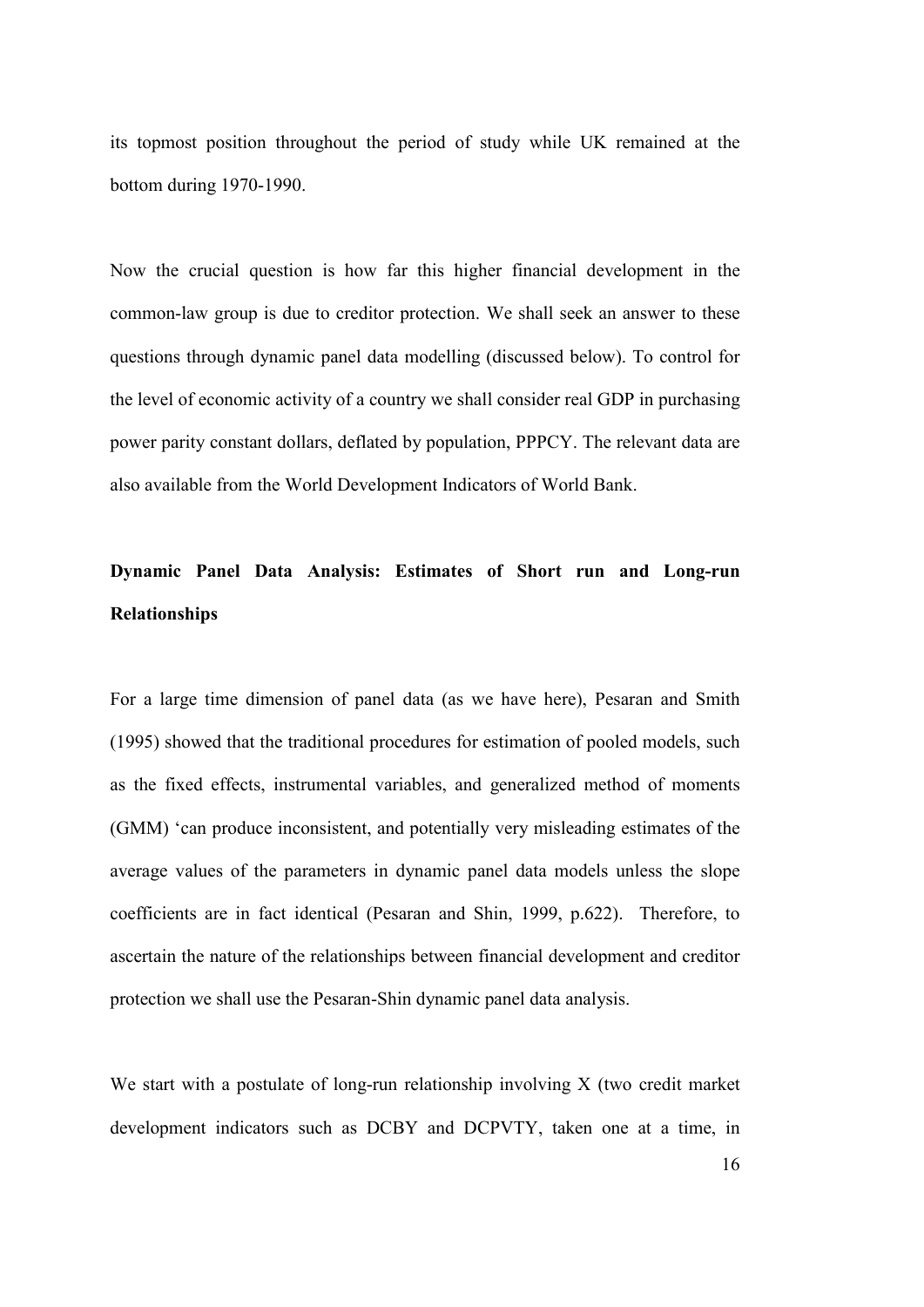its topmost position throughout the period of study while UK remained at the bottom during 1970-1990.

Now the crucial question is how far this higher financial development in the common-law group is due to creditor protection. We shall seek an answer to these questions through dynamic panel data modelling (discussed below). To control for the level of economic activity of a country we shall consider real GDP in purchasing power parity constant dollars, deflated by population, PPPCY. The relevant data are also available from the World Development Indicators of World Bank.

## Dynamic Panel Data Analysis: Estimates of Short run and Long-run Relationships

For a large time dimension of panel data (as we have here), Pesaran and Smith (1995) showed that the traditional procedures for estimation of pooled models, such as the fixed effects, instrumental variables, and generalized method of moments (GMM) 'can produce inconsistent, and potentially very misleading estimates of the average values of the parameters in dynamic panel data models unless the slope coefficients are in fact identical (Pesaran and Shin, 1999, p.622). Therefore, to ascertain the nature of the relationships between financial development and creditor protection we shall use the Pesaran-Shin dynamic panel data analysis.

We start with a postulate of long-run relationship involving X (two credit market development indicators such as DCBY and DCPVTY, taken one at a time, in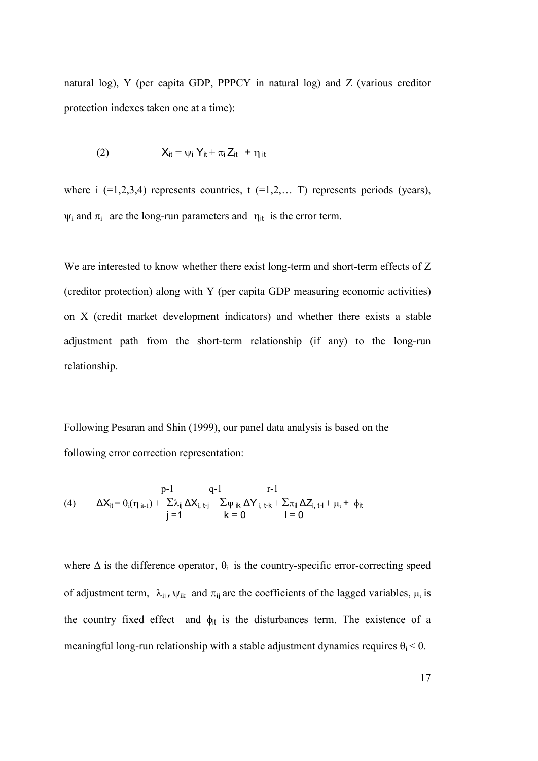natural log), Y (per capita GDP, PPPCY in natural log) and Z (various creditor protection indexes taken one at a time):

$$(2) \qquad X_{it} = \psi_i Y_{it} + \pi_i Z_{it} + \eta_{it}$$

where i (=1,2,3,4) represents countries, t (=1,2,… T) represents periods (years), $\psi_i$ and $\pi_i$ are the long-run parameters and $\eta_{it}$ is the error term.

We are interested to know whether there exist long-term and short-term effects of Z (creditor protection) along with Y (per capita GDP measuring economic activities) on X (credit market development indicators) and whether there exists a stable adjustment path from the short-term relationship (if any) to the long-run relationship.

Following Pesaran and Shin (1999), our panel data analysis is based on the following error correction representation:

$$(4) \qquad \Delta X_{it} = \theta_i(\eta_{it-1}) + \sum_{j=1}^{p-1} \lambda_{ij} \Delta X_{i,t-j} + \sum_{k=0}^{q-1} \psi_{ik} \Delta Y_{i,t-k} + \sum_{l=0}^{r-1} \pi_{il} \Delta Z_{i,t-l} + \mu_t + \phi_{it}$$

where $\Delta$ is the difference operator, $\theta_i$ is the country-specific error-correcting speed of adjustment term, $\lambda_{ij}$, $\psi_{ik}$ and $\pi_{ij}$ are the coefficients of the lagged variables, $\mu_t$ is the country fixed effect and $\phi_{it}$ is the disturbances term. The existence of a meaningful long-run relationship with a stable adjustment dynamics requires $\theta_i < 0$.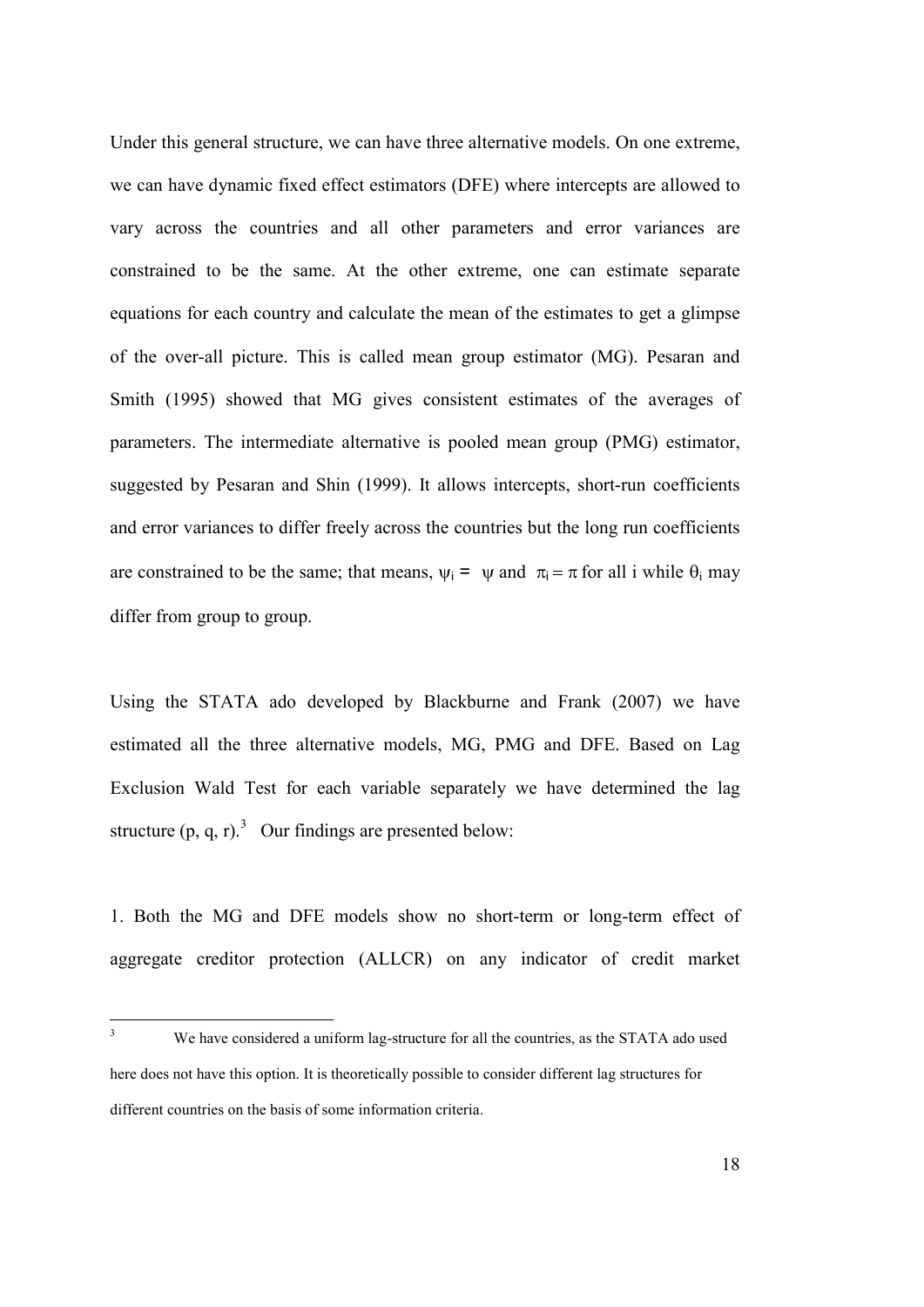Under this general structure, we can have three alternative models. On one extreme, we can have dynamic fixed effect estimators (DFE) where intercepts are allowed to vary across the countries and all other parameters and error variances are constrained to be the same. At the other extreme, one can estimate separate equations for each country and calculate the mean of the estimates to get a glimpse of the over-all picture. This is called mean group estimator (MG). Pesaran and Smith (1995) showed that MG gives consistent estimates of the averages of parameters. The intermediate alternative is pooled mean group (PMG) estimator, suggested by Pesaran and Shin (1999). It allows intercepts, short-run coefficients and error variances to differ freely across the countries but the long run coefficients are constrained to be the same; that means, $\psi_i = \psi$ and $\pi_i = \pi$ for all i while $\theta_i$ may differ from group to group.

Using the STATA ado developed by Blackburne and Frank (2007) we have estimated all the three alternative models, MG, PMG and DFE. Based on Lag Exclusion Wald Test for each variable separately we have determined the lag structure (p, q, r).[3] Our findings are presented below:

1. Both the MG and DFE models show no short-term or long-term effect of aggregate creditor protection (ALLCR) on any indicator of credit market

[3] We have considered a uniform lag-structure for all the countries, as the STATA ado used here does not have this option. It is theoretically possible to consider different lag structures for different countries on the basis of some information criteria.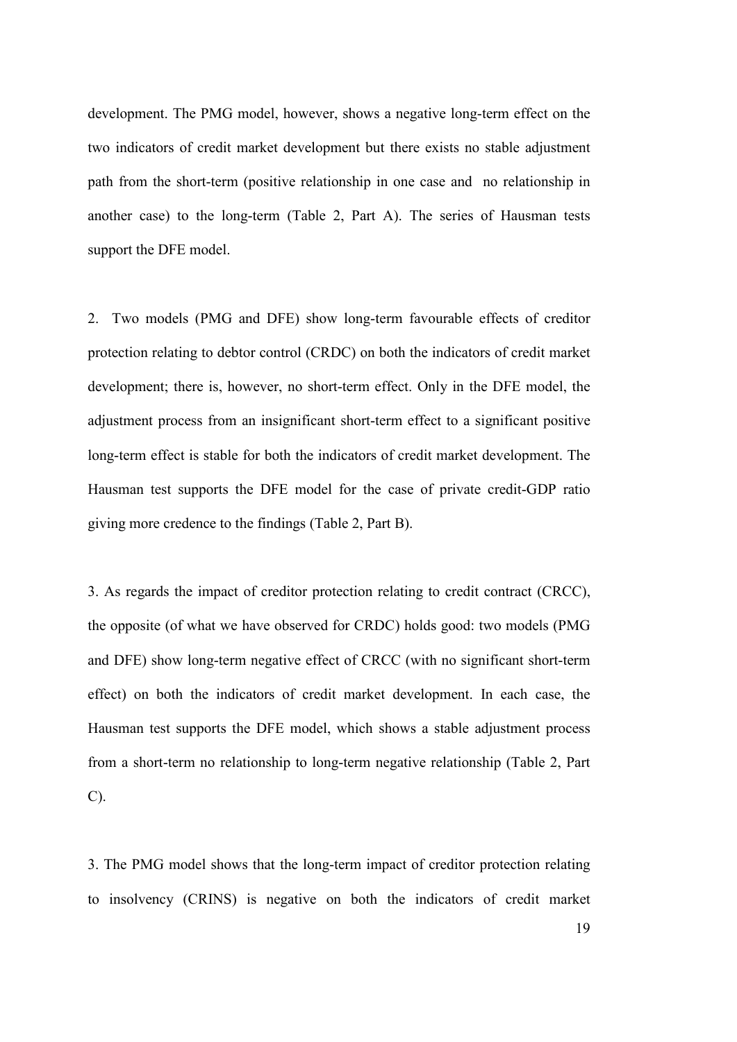development. The PMG model, however, shows a negative long-term effect on the two indicators of credit market development but there exists no stable adjustment path from the short-term (positive relationship in one case and no relationship in another case) to the long-term (Table 2, Part A). The series of Hausman tests support the DFE model.

2. Two models (PMG and DFE) show long-term favourable effects of creditor protection relating to debtor control (CRDC) on both the indicators of credit market development; there is, however, no short-term effect. Only in the DFE model, the adjustment process from an insignificant short-term effect to a significant positive long-term effect is stable for both the indicators of credit market development. The Hausman test supports the DFE model for the case of private credit-GDP ratio giving more credence to the findings (Table 2, Part B).

3. As regards the impact of creditor protection relating to credit contract (CRCC), the opposite (of what we have observed for CRDC) holds good: two models (PMG and DFE) show long-term negative effect of CRCC (with no significant short-term effect) on both the indicators of credit market development. In each case, the Hausman test supports the DFE model, which shows a stable adjustment process from a short-term no relationship to long-term negative relationship (Table 2, Part C).

3. The PMG model shows that the long-term impact of creditor protection relating to insolvency (CRINS) is negative on both the indicators of credit market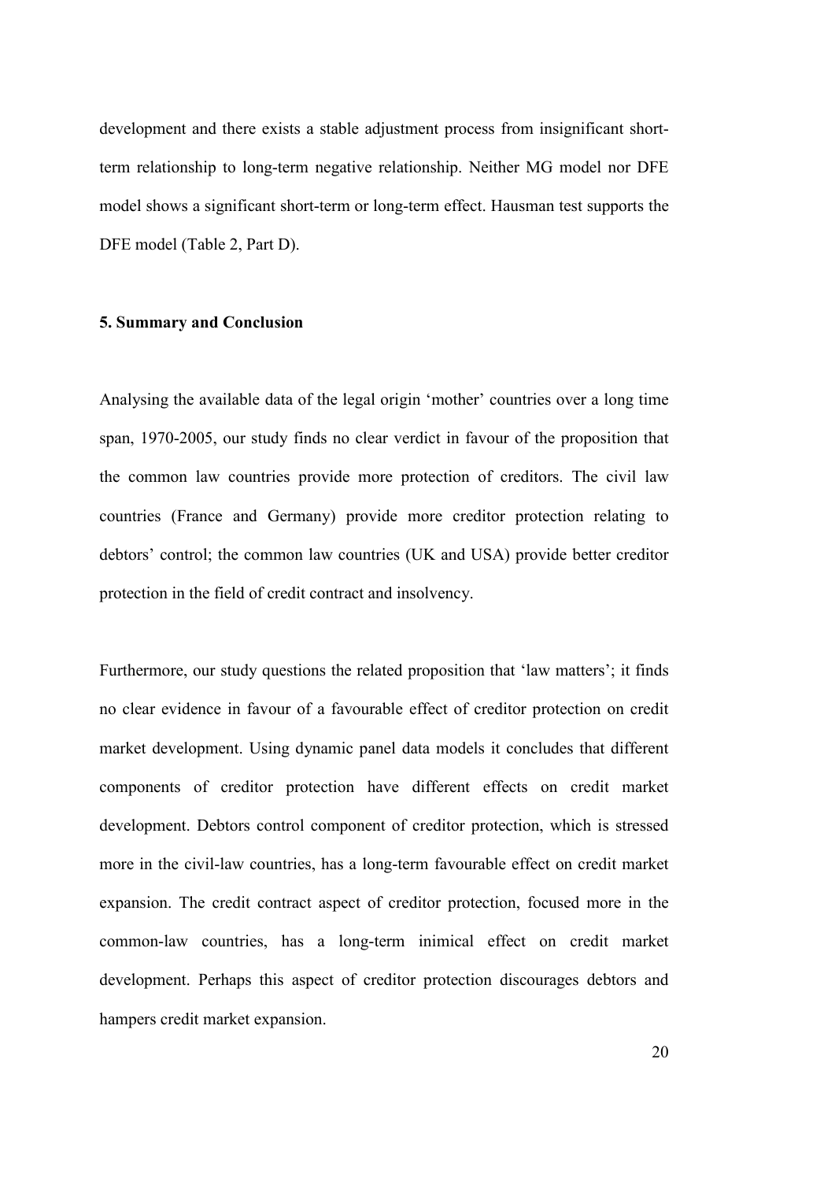development and there exists a stable adjustment process from insignificant short-term relationship to long-term negative relationship. Neither MG model nor DFE model shows a significant short-term or long-term effect. Hausman test supports the DFE model (Table 2, Part D).

## 5. Summary and Conclusion

Analysing the available data of the legal origin 'mother' countries over a long time span, 1970-2005, our study finds no clear verdict in favour of the proposition that the common law countries provide more protection of creditors. The civil law countries (France and Germany) provide more creditor protection relating to debtors' control; the common law countries (UK and USA) provide better creditor protection in the field of credit contract and insolvency.

Furthermore, our study questions the related proposition that 'law matters'; it finds no clear evidence in favour of a favourable effect of creditor protection on credit market development. Using dynamic panel data models it concludes that different components of creditor protection have different effects on credit market development. Debtors control component of creditor protection, which is stressed more in the civil-law countries, has a long-term favourable effect on credit market expansion. The credit contract aspect of creditor protection, focused more in the common-law countries, has a long-term inimical effect on credit market development. Perhaps this aspect of creditor protection discourages debtors and hampers credit market expansion.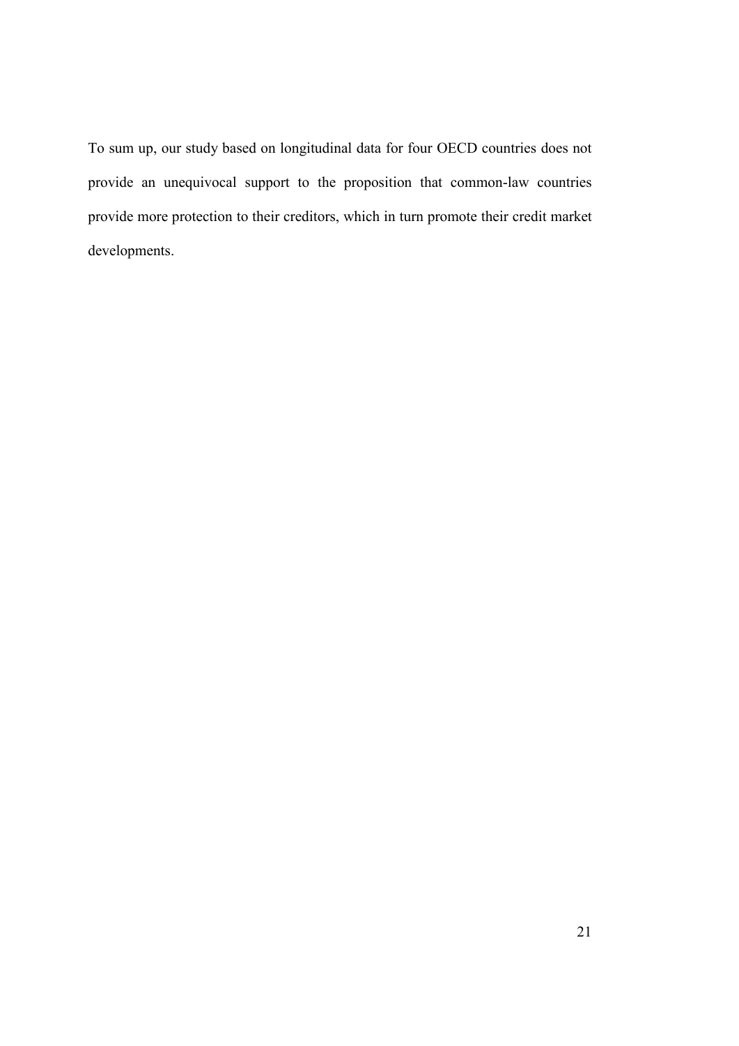To sum up, our study based on longitudinal data for four OECD countries does not provide an unequivocal support to the proposition that common-law countries provide more protection to their creditors, which in turn promote their credit market developments.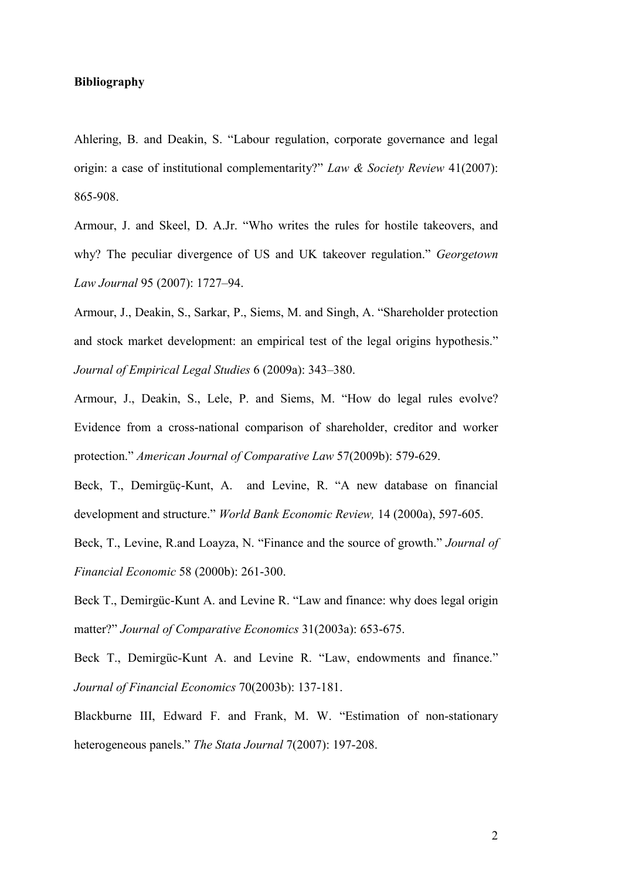**Bibliography**

Ahlering, B. and Deakin, S. "Labour regulation, corporate governance and legal origin: a case of institutional complementarity?" *Law & Society Review* 41(2007): 865-908.

Armour, J. and Skeel, D. A.Jr. "Who writes the rules for hostile takeovers, and why? The peculiar divergence of US and UK takeover regulation." *Georgetown Law Journal* 95 (2007): 1727–94.

Armour, J., Deakin, S., Sarkar, P., Siems, M. and Singh, A. "Shareholder protection and stock market development: an empirical test of the legal origins hypothesis." *Journal of Empirical Legal Studies* 6 (2009a): 343–380.

Armour, J., Deakin, S., Lele, P. and Siems, M. "How do legal rules evolve? Evidence from a cross-national comparison of shareholder, creditor and worker protection." *American Journal of Comparative Law* 57(2009b): 579-629.

Beck, T., Demirgüç-Kunt, A. and Levine, R. "A new database on financial development and structure." *World Bank Economic Review,* 14 (2000a), 597-605.

Beck, T., Levine, R.and Loayza, N. "Finance and the source of growth." *Journal of Financial Economic* 58 (2000b): 261-300.

Beck T., Demirgüc-Kunt A. and Levine R. "Law and finance: why does legal origin matter?" *Journal of Comparative Economics* 31(2003a): 653-675.

Beck T., Demirgüc-Kunt A. and Levine R. "Law, endowments and finance." *Journal of Financial Economics* 70(2003b): 137-181.

Blackburne III, Edward F. and Frank, M. W. "Estimation of non-stationary heterogeneous panels." *The Stata Journal* 7(2007): 197-208.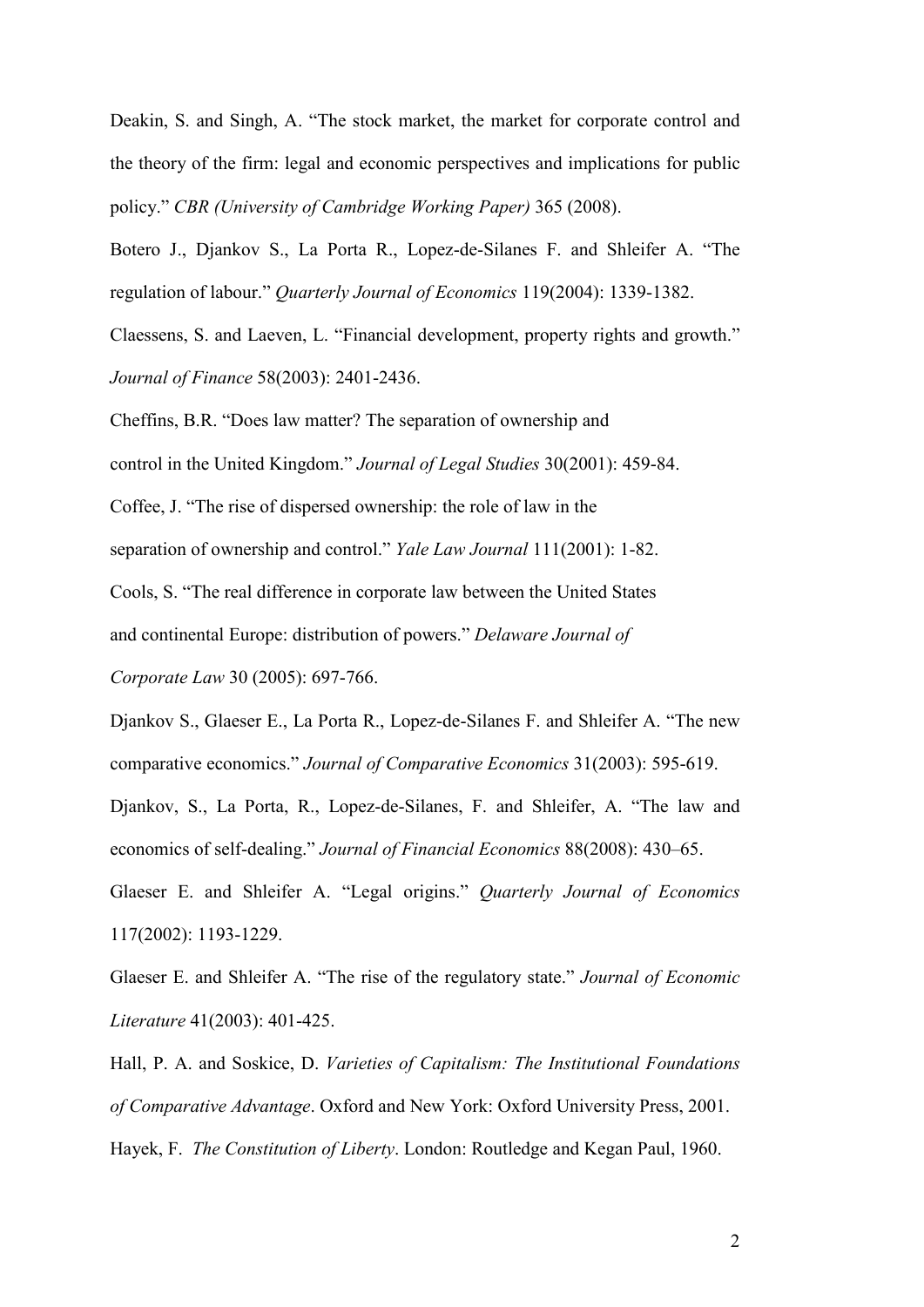Deakin, S. and Singh, A. "The stock market, the market for corporate control and the theory of the firm: legal and economic perspectives and implications for public policy." *CBR (University of Cambridge Working Paper)* 365 (2008).

Botero J., Djankov S., La Porta R., Lopez-de-Silanes F. and Shleifer A. "The regulation of labour." *Quarterly Journal of Economics* 119(2004): 1339-1382.

Claessens, S. and Laeven, L. "Financial development, property rights and growth." *Journal of Finance* 58(2003): 2401-2436.

Cheffins, B.R. "Does law matter? The separation of ownership and control in the United Kingdom." *Journal of Legal Studies* 30(2001): 459-84.

Coffee, J. "The rise of dispersed ownership: the role of law in the separation of ownership and control." *Yale Law Journal* 111(2001): 1-82.

Cools, S. "The real difference in corporate law between the United States and continental Europe: distribution of powers." *Delaware Journal of Corporate Law* 30 (2005): 697-766.

Djankov S., Glaeser E., La Porta R., Lopez-de-Silanes F. and Shleifer A. "The new comparative economics." *Journal of Comparative Economics* 31(2003): 595-619.

Djankov, S., La Porta, R., Lopez-de-Silanes, F. and Shleifer, A. "The law and economics of self-dealing." *Journal of Financial Economics* 88(2008): 430–65.

Glaeser E. and Shleifer A. "Legal origins." *Quarterly Journal of Economics* 117(2002): 1193-1229.

Glaeser E. and Shleifer A. "The rise of the regulatory state." *Journal of Economic Literature* 41(2003): 401-425.

Hall, P. A. and Soskice, D. *Varieties of Capitalism: The Institutional Foundations of Comparative Advantage*. Oxford and New York: Oxford University Press, 2001.

Hayek, F. *The Constitution of Liberty*. London: Routledge and Kegan Paul, 1960.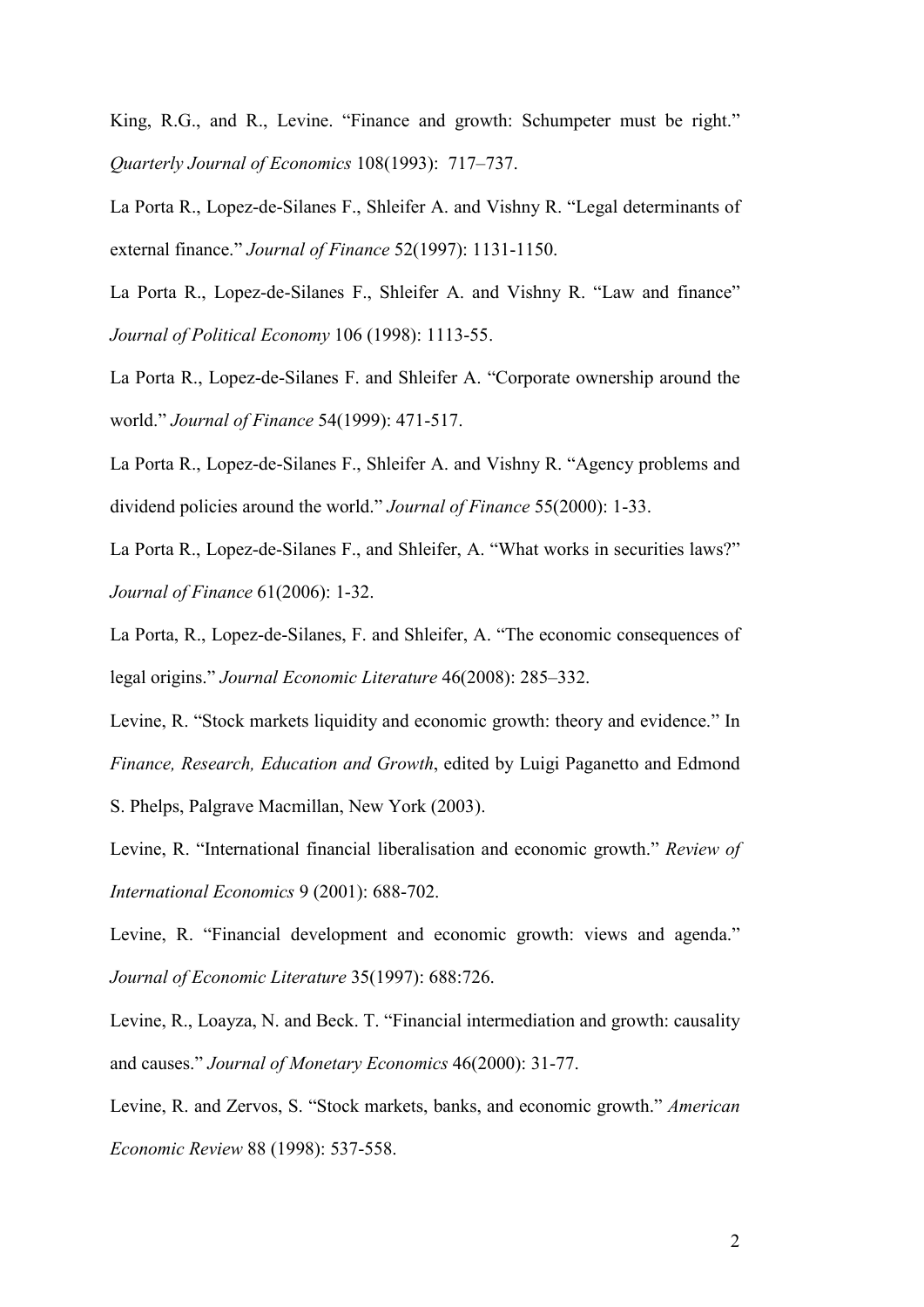King, R.G., and R., Levine. "Finance and growth: Schumpeter must be right." *Quarterly Journal of Economics* 108(1993): 717–737.

La Porta R., Lopez-de-Silanes F., Shleifer A. and Vishny R. "Legal determinants of external finance." *Journal of Finance* 52(1997): 1131-1150.

La Porta R., Lopez-de-Silanes F., Shleifer A. and Vishny R. "Law and finance" *Journal of Political Economy* 106 (1998): 1113-55.

La Porta R., Lopez-de-Silanes F. and Shleifer A. "Corporate ownership around the world." *Journal of Finance* 54(1999): 471-517.

La Porta R., Lopez-de-Silanes F., Shleifer A. and Vishny R. "Agency problems and dividend policies around the world." *Journal of Finance* 55(2000): 1-33.

La Porta R., Lopez-de-Silanes F., and Shleifer, A. "What works in securities laws?" *Journal of Finance* 61(2006): 1-32.

La Porta, R., Lopez-de-Silanes, F. and Shleifer, A. "The economic consequences of legal origins." *Journal Economic Literature* 46(2008): 285–332.

Levine, R. "Stock markets liquidity and economic growth: theory and evidence." In *Finance, Research, Education and Growth*, edited by Luigi Paganetto and Edmond S. Phelps, Palgrave Macmillan, New York (2003).

Levine, R. "International financial liberalisation and economic growth." *Review of International Economics* 9 (2001): 688-702.

Levine, R. "Financial development and economic growth: views and agenda." *Journal of Economic Literature* 35(1997): 688:726.

Levine, R., Loayza, N. and Beck. T. "Financial intermediation and growth: causality and causes." *Journal of Monetary Economics* 46(2000): 31-77.

Levine, R. and Zervos, S. "Stock markets, banks, and economic growth." *American Economic Review* 88 (1998): 537-558.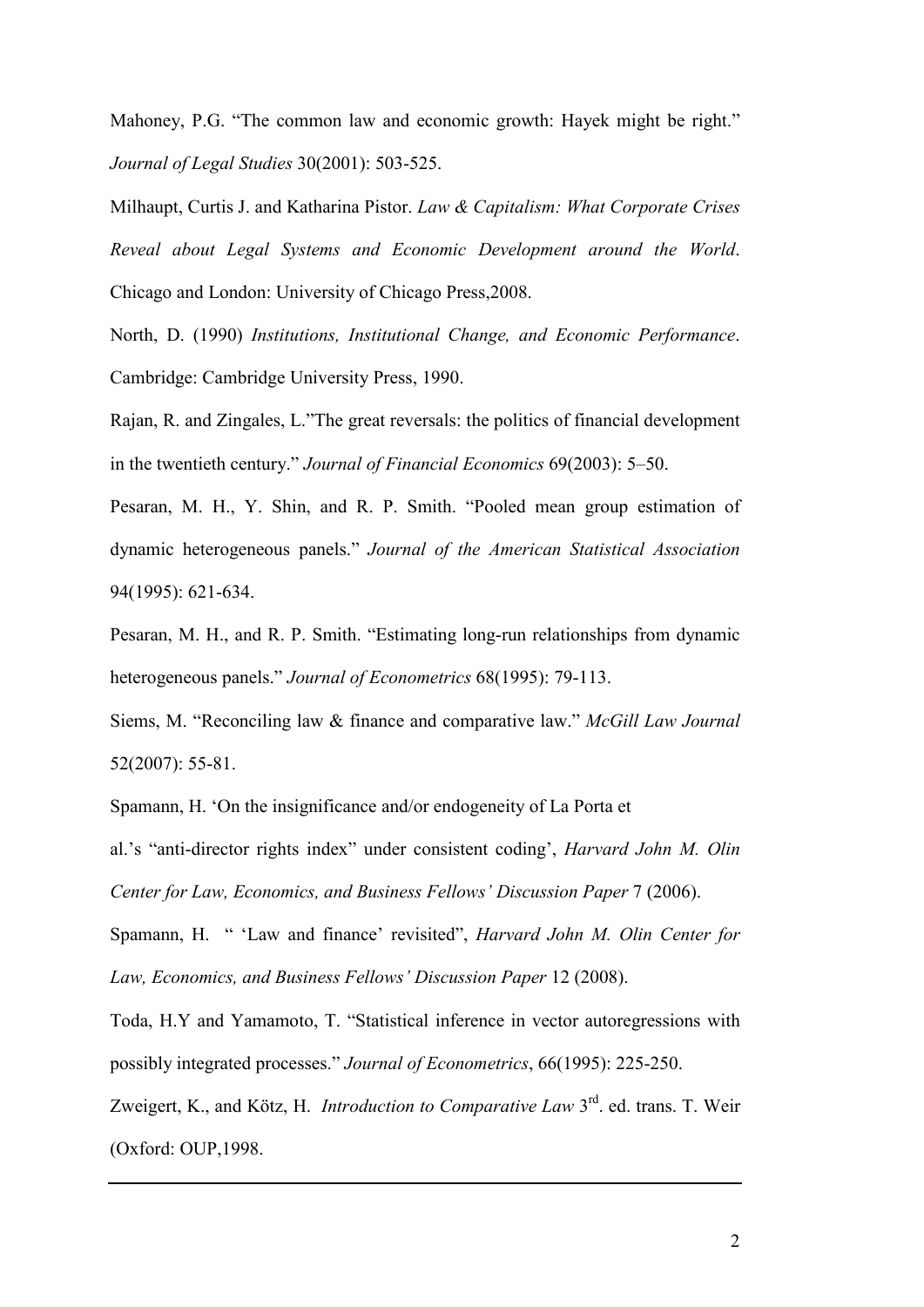Mahoney, P.G. "The common law and economic growth: Hayek might be right." *Journal of Legal Studies* 30(2001): 503-525.

Milhaupt, Curtis J. and Katharina Pistor. *Law & Capitalism: What Corporate Crises Reveal about Legal Systems and Economic Development around the World*. Chicago and London: University of Chicago Press,2008.

North, D. (1990) *Institutions, Institutional Change, and Economic Performance*. Cambridge: Cambridge University Press, 1990.

Rajan, R. and Zingales, L."The great reversals: the politics of financial development in the twentieth century." *Journal of Financial Economics* 69(2003): 5–50.

Pesaran, M. H., Y. Shin, and R. P. Smith. "Pooled mean group estimation of dynamic heterogeneous panels." *Journal of the American Statistical Association* 94(1995): 621-634.

Pesaran, M. H., and R. P. Smith. "Estimating long-run relationships from dynamic heterogeneous panels." *Journal of Econometrics* 68(1995): 79-113.

Siems, M. "Reconciling law & finance and comparative law." *McGill Law Journal* 52(2007): 55-81.

Spamann, H. 'On the insignificance and/or endogeneity of La Porta et al.'s "anti-director rights index" under consistent coding', *Harvard John M. Olin Center for Law, Economics, and Business Fellows' Discussion Paper* 7 (2006).

Spamann, H. " 'Law and finance' revisited", *Harvard John M. Olin Center for Law, Economics, and Business Fellows' Discussion Paper* 12 (2008).

Toda, H.Y and Yamamoto, T. "Statistical inference in vector autoregressions with possibly integrated processes." *Journal of Econometrics*, 66(1995): 225-250.

Zweigert, K., and Kötz, H. *Introduction to Comparative Law* 3rd. ed. trans. T. Weir (Oxford: OUP,1998.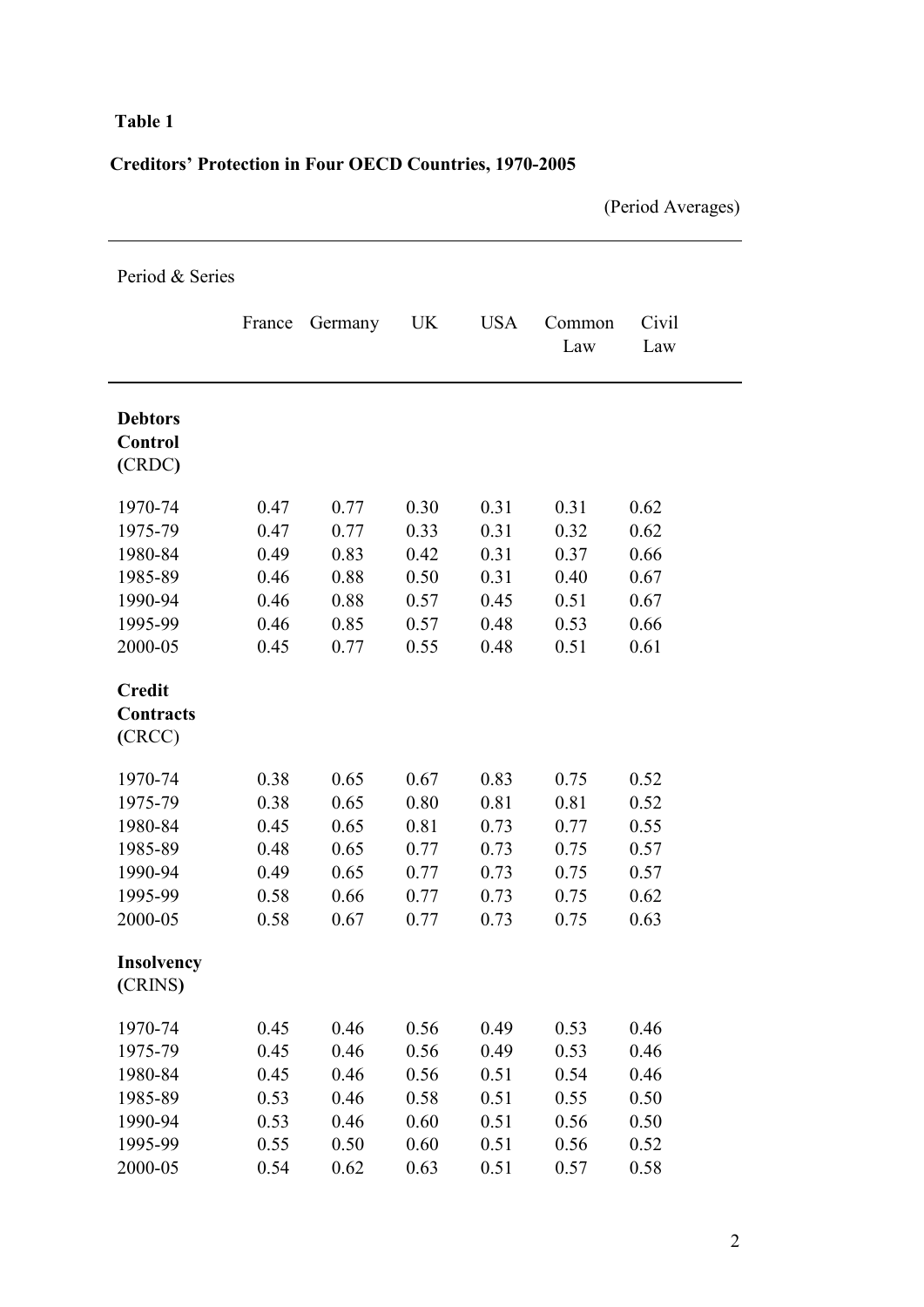**Table 1**

**Creditors' Protection in Four OECD Countries, 1970-2005**

(Period Averages)

| Period & Series | France | Germany | UK | USA | Common Law | Civil Law |
|---|---|---|---|---|---|---|
| **Debtors Control (CRDC)** | | | | | | |
| 1970-74 | 0.47 | 0.77 | 0.30 | 0.31 | 0.31 | 0.62 |
| 1975-79 | 0.47 | 0.77 | 0.33 | 0.31 | 0.32 | 0.62 |
| 1980-84 | 0.49 | 0.83 | 0.42 | 0.31 | 0.37 | 0.66 |
| 1985-89 | 0.46 | 0.88 | 0.50 | 0.31 | 0.40 | 0.67 |
| 1990-94 | 0.46 | 0.88 | 0.57 | 0.45 | 0.51 | 0.67 |
| 1995-99 | 0.46 | 0.85 | 0.57 | 0.48 | 0.53 | 0.66 |
| 2000-05 | 0.45 | 0.77 | 0.55 | 0.48 | 0.51 | 0.61 |
| **Credit Contracts (CRCC)** | | | | | | |
| 1970-74 | 0.38 | 0.65 | 0.67 | 0.83 | 0.75 | 0.52 |
| 1975-79 | 0.38 | 0.65 | 0.80 | 0.81 | 0.81 | 0.52 |
| 1980-84 | 0.45 | 0.65 | 0.81 | 0.73 | 0.77 | 0.55 |
| 1985-89 | 0.48 | 0.65 | 0.77 | 0.73 | 0.75 | 0.57 |
| 1990-94 | 0.49 | 0.65 | 0.77 | 0.73 | 0.75 | 0.57 |
| 1995-99 | 0.58 | 0.66 | 0.77 | 0.73 | 0.75 | 0.62 |
| 2000-05 | 0.58 | 0.67 | 0.77 | 0.73 | 0.75 | 0.63 |
| **Insolvency (CRINS)** | | | | | | |
| 1970-74 | 0.45 | 0.46 | 0.56 | 0.49 | 0.53 | 0.46 |
| 1975-79 | 0.45 | 0.46 | 0.56 | 0.49 | 0.53 | 0.46 |
| 1980-84 | 0.45 | 0.46 | 0.56 | 0.51 | 0.54 | 0.46 |
| 1985-89 | 0.53 | 0.46 | 0.58 | 0.51 | 0.55 | 0.50 |
| 1990-94 | 0.53 | 0.46 | 0.60 | 0.51 | 0.56 | 0.50 |
| 1995-99 | 0.55 | 0.50 | 0.60 | 0.51 | 0.56 | 0.52 |
| 2000-05 | 0.54 | 0.62 | 0.63 | 0.51 | 0.57 | 0.58 |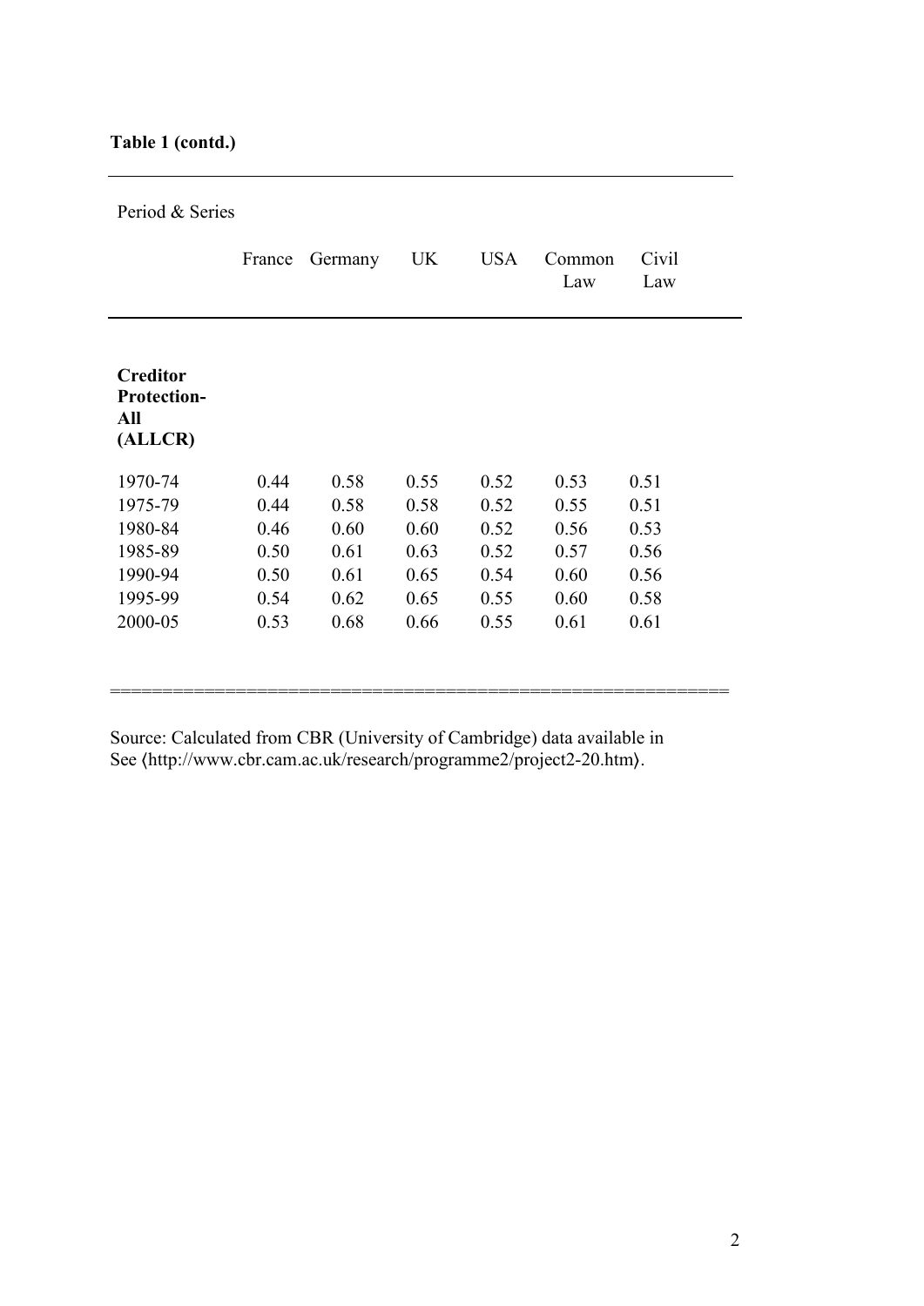**Table 1 (contd.)**

| Period & Series | France | Germany | UK | USA | Common Law | Civil Law |
|---|---|---|---|---|---|---|
| **Creditor Protection-All (ALLCR)** | | | | | | |
| 1970-74 | 0.44 | 0.58 | 0.55 | 0.52 | 0.53 | 0.51 |
| 1975-79 | 0.44 | 0.58 | 0.58 | 0.52 | 0.55 | 0.51 |
| 1980-84 | 0.46 | 0.60 | 0.60 | 0.52 | 0.56 | 0.53 |
| 1985-89 | 0.50 | 0.61 | 0.63 | 0.52 | 0.57 | 0.56 |
| 1990-94 | 0.50 | 0.61 | 0.65 | 0.54 | 0.60 | 0.56 |
| 1995-99 | 0.54 | 0.62 | 0.65 | 0.55 | 0.60 | 0.58 |
| 2000-05 | 0.53 | 0.68 | 0.66 | 0.55 | 0.61 | 0.61 |

Source: Calculated from CBR (University of Cambridge) data available in See ⟨http://www.cbr.cam.ac.uk/research/programme2/project2-20.htm⟩.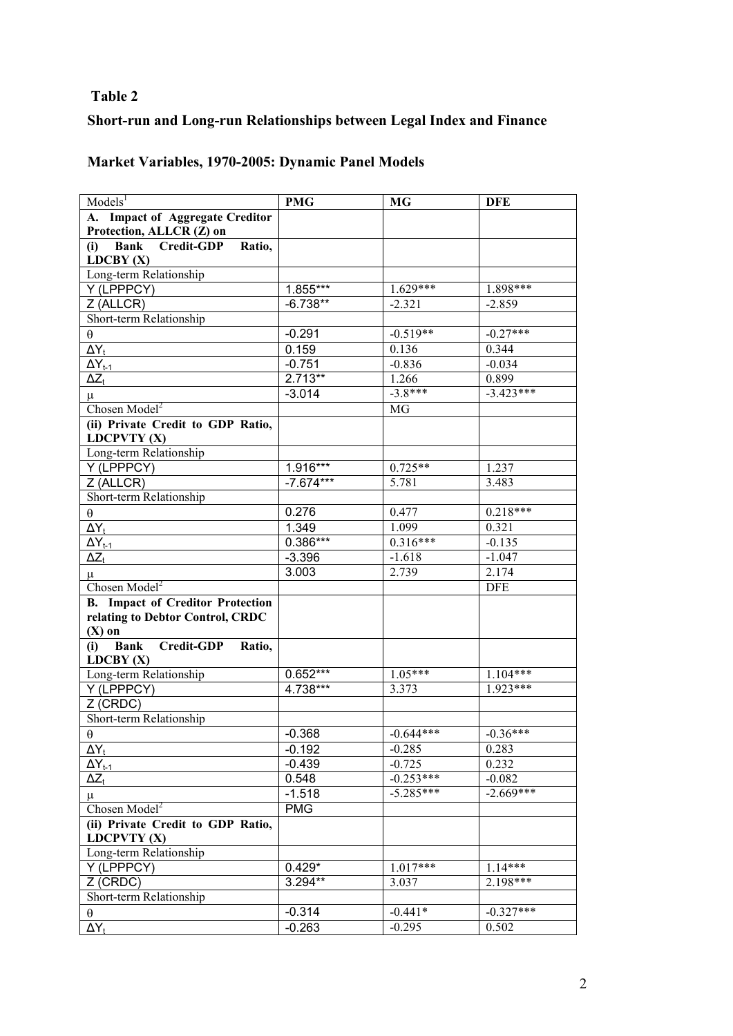**Table 2**

**Short-run and Long-run Relationships between Legal Index and Finance**

**Market Variables, 1970-2005: Dynamic Panel Models**

| Models[1] | PMG | MG | DFE |
|---|---|---|---|
| **A. Impact of Aggregate Creditor Protection, ALLCR (Z) on** | | | |
| **(i) Bank Credit-GDP Ratio, LDCBY (X)** | | | |
| Long-term Relationship | | | |
| Y (LPPPCY) | 1.855*** | 1.629*** | 1.898*** |
| Z (ALLCR) | -6.738** | -2.321 | -2.859 |
| Short-term Relationship | | | |
| $\theta$ | -0.291 | -0.519** | -0.27*** |
| $\Delta Y_t$ | 0.159 | 0.136 | 0.344 |
| $\Delta Y_{t-1}$ | -0.751 | -0.836 | -0.034 |
| $\Delta Z_t$ | 2.713** | 1.266 | 0.899 |
| $\mu$ | -3.014 | -3.8*** | -3.423*** |
| Chosen Model[2] | | MG | |
| **(ii) Private Credit to GDP Ratio, LDCPVTY (X)** | | | |
| Long-term Relationship | | | |
| Y (LPPPCY) | 1.916*** | 0.725** | 1.237 |
| Z (ALLCR) | -7.674*** | 5.781 | 3.483 |
| Short-term Relationship | | | |
| $\theta$ | 0.276 | 0.477 | 0.218*** |
| $\Delta Y_t$ | 1.349 | 1.099 | 0.321 |
| $\Delta Y_{t-1}$ | 0.386*** | 0.316*** | -0.135 |
| $\Delta Z_t$ | -3.396 | -1.618 | -1.047 |
| $\mu$ | 3.003 | 2.739 | 2.174 |
| Chosen Model[2] | | | DFE |
| **B. Impact of Creditor Protection relating to Debtor Control, CRDC (X) on** | | | |
| **(i) Bank Credit-GDP Ratio, LDCBY (X)** | | | |
| Long-term Relationship | 0.652*** | 1.05*** | 1.104*** |
| Y (LPPPCY) | 4.738*** | 3.373 | 1.923*** |
| Z (CRDC) | | | |
| Short-term Relationship | | | |
| $\theta$ | -0.368 | -0.644*** | -0.36*** |
| $\Delta Y_t$ | -0.192 | -0.285 | 0.283 |
| $\Delta Y_{t-1}$ | -0.439 | -0.725 | 0.232 |
| $\Delta Z_t$ | 0.548 | -0.253*** | -0.082 |
| $\mu$ | -1.518 | -5.285*** | -2.669*** |
| Chosen Model[2] | PMG | | |
| **(ii) Private Credit to GDP Ratio, LDCPVTY (X)** | | | |
| Long-term Relationship | | | |
| Y (LPPPCY) | 0.429* | 1.017*** | 1.14*** |
| Z (CRDC) | 3.294** | 3.037 | 2.198*** |
| Short-term Relationship | | | |
| $\theta$ | -0.314 | -0.441* | -0.327*** |
| $\Delta Y_t$ | -0.263 | -0.295 | 0.502 |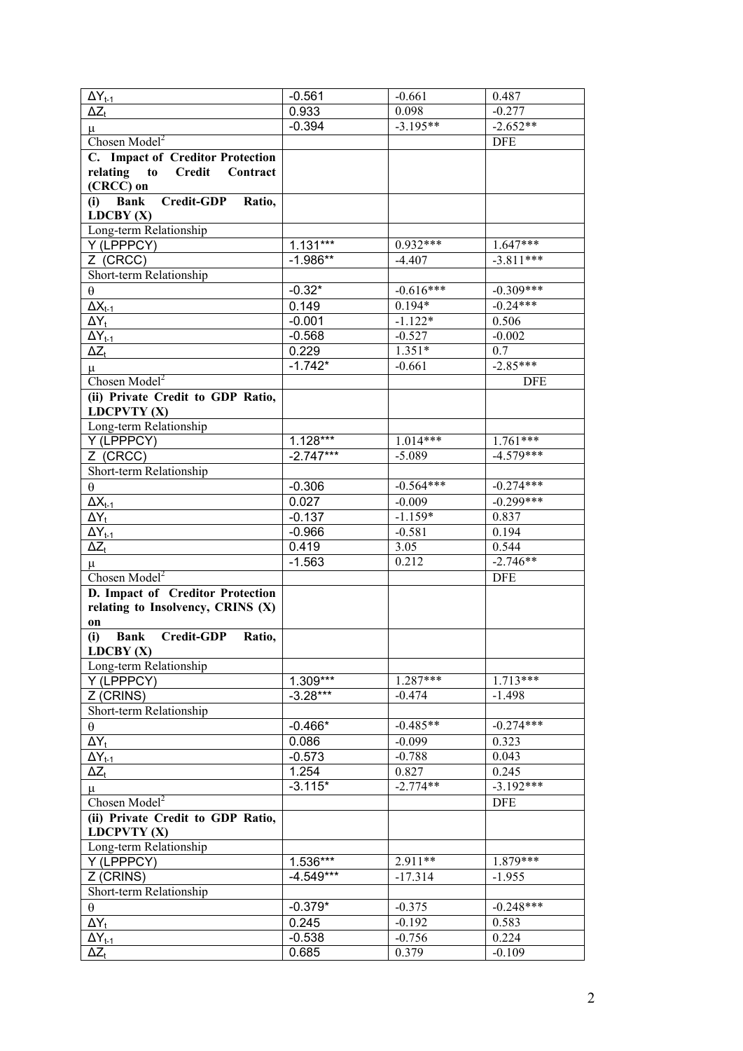| | | | |
|---|---|---|---|
| $\Delta Y_{t-1}$ | -0.561 | -0.661 | 0.487 |
| $\Delta Z_t$ | 0.933 | 0.098 | -0.277 |
| $\mu$ | -0.394 | -3.195** | -2.652** |
| Chosen Model[2] | | | DFE |
| **C. Impact of Creditor Protection relating to Credit Contract (CRCC) on** | | | |
| **(i) Bank Credit-GDP Ratio, LDCBY (X)** | | | |
| Long-term Relationship | | | |
| Y (LPPPCY) | 1.131*** | 0.932*** | 1.647*** |
| Z (CRCC) | -1.986** | -4.407 | -3.811*** |
| Short-term Relationship | | | |
| $\theta$ | -0.32* | -0.616*** | -0.309*** |
| $\Delta X_{t-1}$ | 0.149 | 0.194* | -0.24*** |
| $\Delta Y_t$ | -0.001 | -1.122* | 0.506 |
| $\Delta Y_{t-1}$ | -0.568 | -0.527 | -0.002 |
| $\Delta Z_t$ | 0.229 | 1.351* | 0.7 |
| $\mu$ | -1.742* | -0.661 | -2.85*** |
| Chosen Model[2] | | | DFE |
| **(ii) Private Credit to GDP Ratio, LDCPVTY (X)** | | | |
| Long-term Relationship | | | |
| Y (LPPPCY) | 1.128*** | 1.014*** | 1.761*** |
| Z (CRCC) | -2.747*** | -5.089 | -4.579*** |
| Short-term Relationship | | | |
| $\theta$ | -0.306 | -0.564*** | -0.274*** |
| $\Delta X_{t-1}$ | 0.027 | -0.009 | -0.299*** |
| $\Delta Y_t$ | -0.137 | -1.159* | 0.837 |
| $\Delta Y_{t-1}$ | -0.966 | -0.581 | 0.194 |
| $\Delta Z_t$ | 0.419 | 3.05 | 0.544 |
| $\mu$ | -1.563 | 0.212 | -2.746** |
| Chosen Model[2] | | | DFE |
| **D. Impact of Creditor Protection relating to Insolvency, CRINS (X) on** | | | |
| **(i) Bank Credit-GDP Ratio, LDCBY (X)** | | | |
| Long-term Relationship | | | |
| Y (LPPPCY) | 1.309*** | 1.287*** | 1.713*** |
| Z (CRINS) | -3.28*** | -0.474 | -1.498 |
| Short-term Relationship | | | |
| $\theta$ | -0.466* | -0.485** | -0.274*** |
| $\Delta Y_t$ | 0.086 | -0.099 | 0.323 |
| $\Delta Y_{t-1}$ | -0.573 | -0.788 | 0.043 |
| $\Delta Z_t$ | 1.254 | 0.827 | 0.245 |
| $\mu$ | -3.115* | -2.774** | -3.192*** |
| Chosen Model[2] | | | DFE |
| **(ii) Private Credit to GDP Ratio, LDCPVTY (X)** | | | |
| Long-term Relationship | | | |
| Y (LPPPCY) | 1.536*** | 2.911** | 1.879*** |
| Z (CRINS) | -4.549*** | -17.314 | -1.955 |
| Short-term Relationship | | | |
| $\theta$ | -0.379* | -0.375 | -0.248*** |
| $\Delta Y_t$ | 0.245 | -0.192 | 0.583 |
| $\Delta Y_{t-1}$ | -0.538 | -0.756 | 0.224 |
| $\Delta Z_t$ | 0.685 | 0.379 | -0.109 |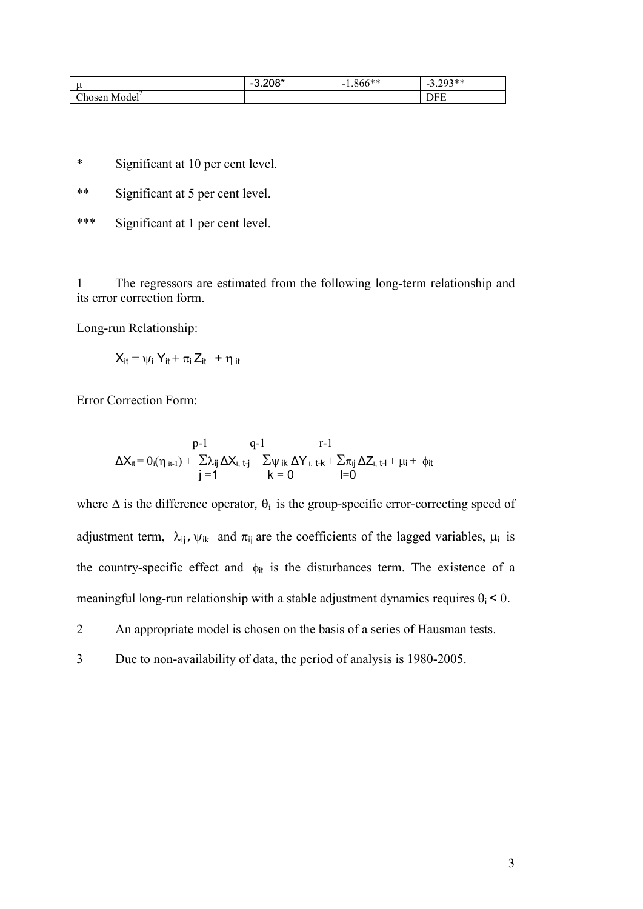| $\mu$ | -3.208* | -1.866** | -3.293** |
| --- | --- | --- | --- |
| Chosen Model[2] | | | DFE |

\* Significant at 10 per cent level.

\** Significant at 5 per cent level.

\*** Significant at 1 per cent level.

1 The regressors are estimated from the following long-term relationship and its error correction form.

Long-run Relationship:

$$X_{it} = \psi_i Y_{it} + \pi_i Z_{it} + \eta_{it}$$

Error Correction Form:

$$\Delta X_{it} = \theta_i(\eta_{it-1}) + \sum_{j=1}^{p-1} \lambda_{ij} \Delta X_{i,t-j} + \sum_{k=0}^{q-1} \psi_{ik} \Delta Y_{i,t-k} + \sum_{l=0}^{r-1} \pi_{ij} \Delta Z_{i,t-l} + \mu_i + \phi_{it}$$

where $\Delta$ is the difference operator, $\theta_i$ is the group-specific error-correcting speed of adjustment term, $\lambda_{ij}$, $\psi_{ik}$ and $\pi_{ij}$ are the coefficients of the lagged variables, $\mu_i$ is the country-specific effect and $\phi_{it}$ is the disturbances term. The existence of a meaningful long-run relationship with a stable adjustment dynamics requires $\theta_i < 0$.

2 An appropriate model is chosen on the basis of a series of Hausman tests.

3 Due to non-availability of data, the period of analysis is 1980-2005.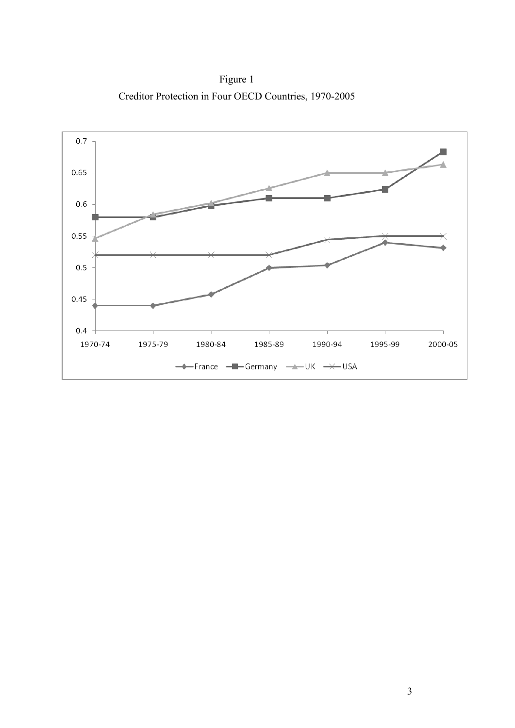Figure 1

Creditor Protection in Four OECD Countries, 1970-2005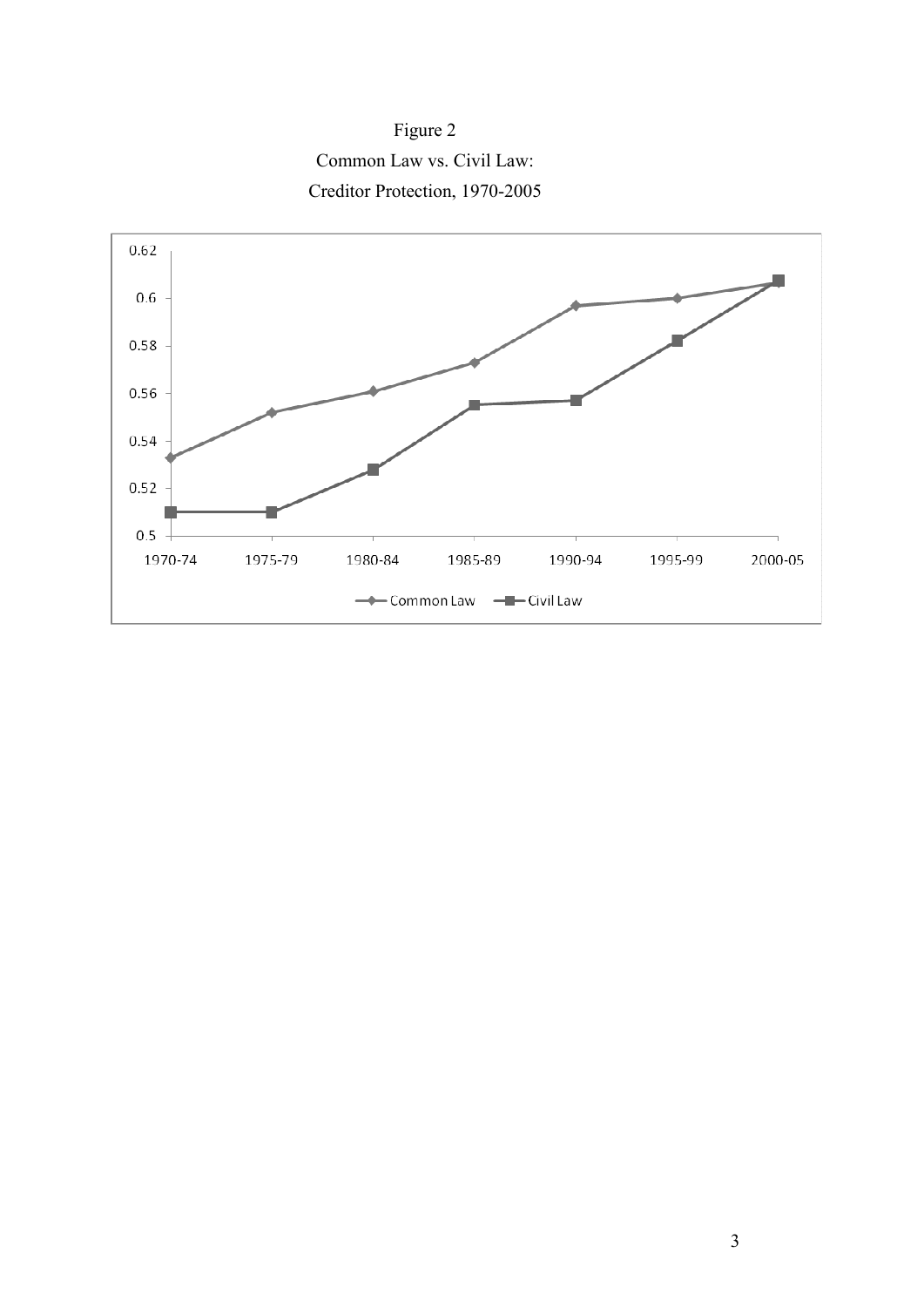Figure 2

Common Law vs. Civil Law:

Creditor Protection, 1970-2005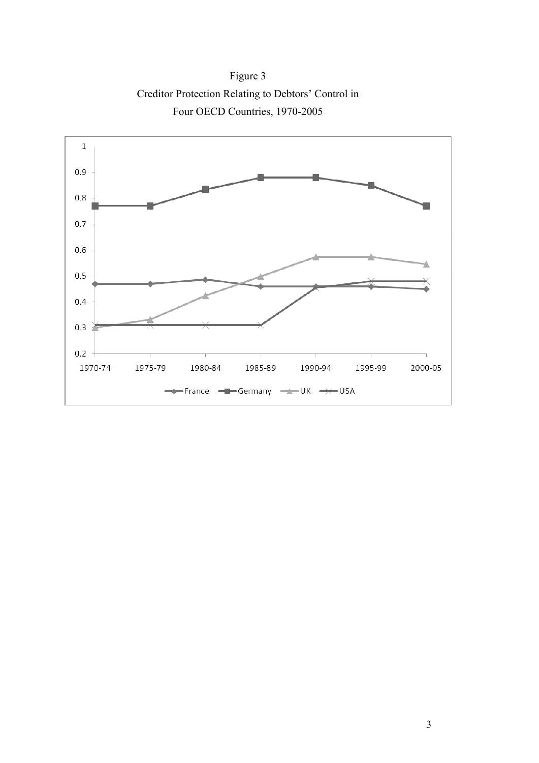Figure 3

Creditor Protection Relating to Debtors' Control in

Four OECD Countries, 1970-2005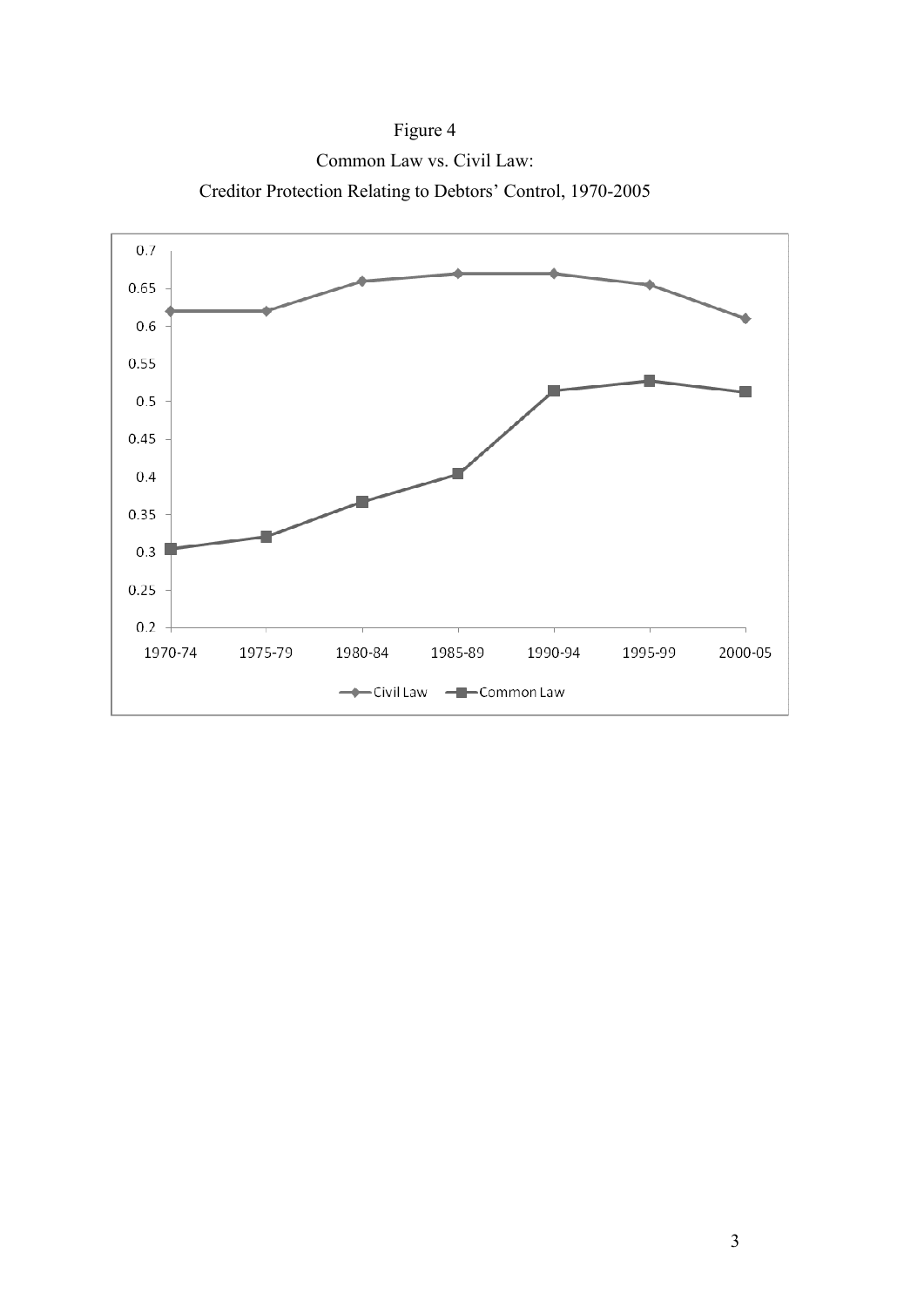Figure 4

Common Law vs. Civil Law:

Creditor Protection Relating to Debtors' Control, 1970-2005

| Period | Civil Law | Common Law |
|---|---|---|
| 1970-74 | 0.62 | 0.305 |
| 1975-79 | 0.62 | 0.32 |
| 1980-84 | 0.66 | 0.367 |
| 1985-89 | 0.67 | 0.404 |
| 1990-94 | 0.67 | 0.514 |
| 1995-99 | 0.655 | 0.527 |
| 2000-05 | 0.61 | 0.512 |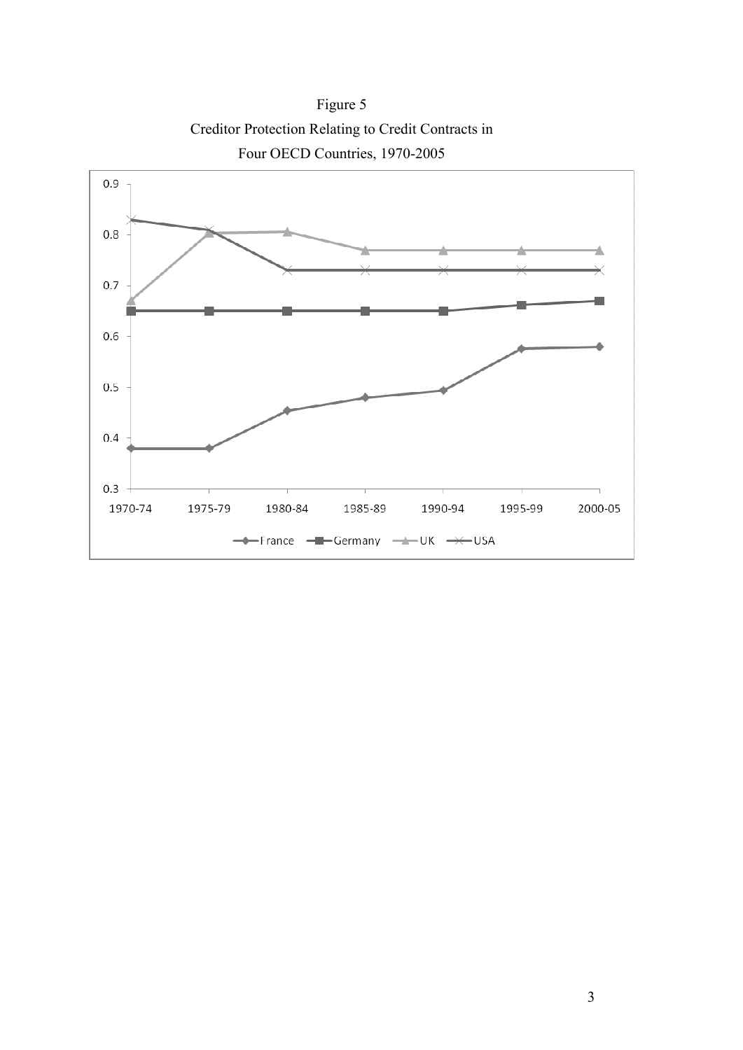Figure 5

Creditor Protection Relating to Credit Contracts in

Four OECD Countries, 1970-2005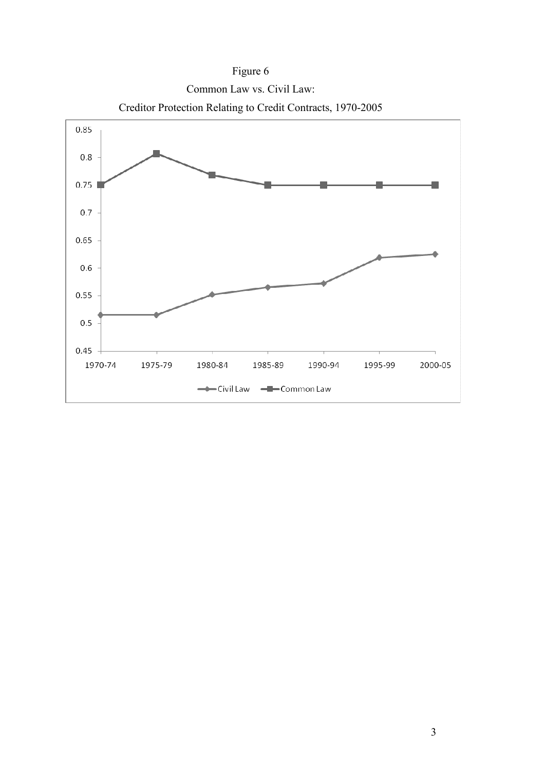Figure 6

Common Law vs. Civil Law:

Creditor Protection Relating to Credit Contracts, 1970-2005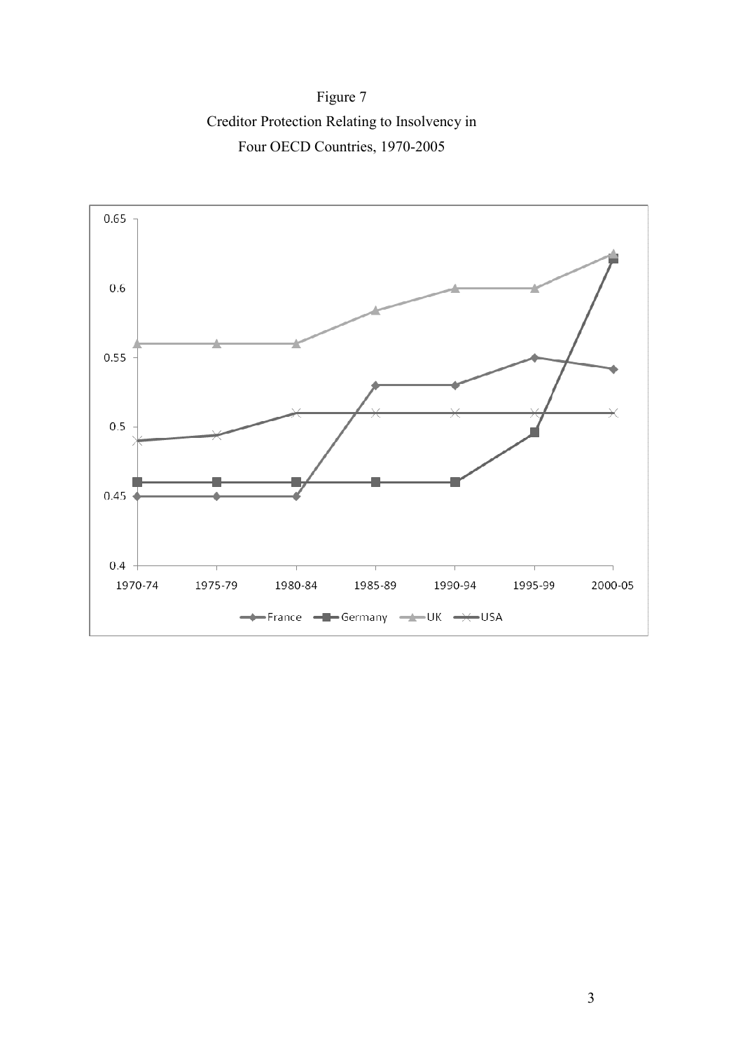Figure 7
Creditor Protection Relating to Insolvency in
Four OECD Countries, 1970-2005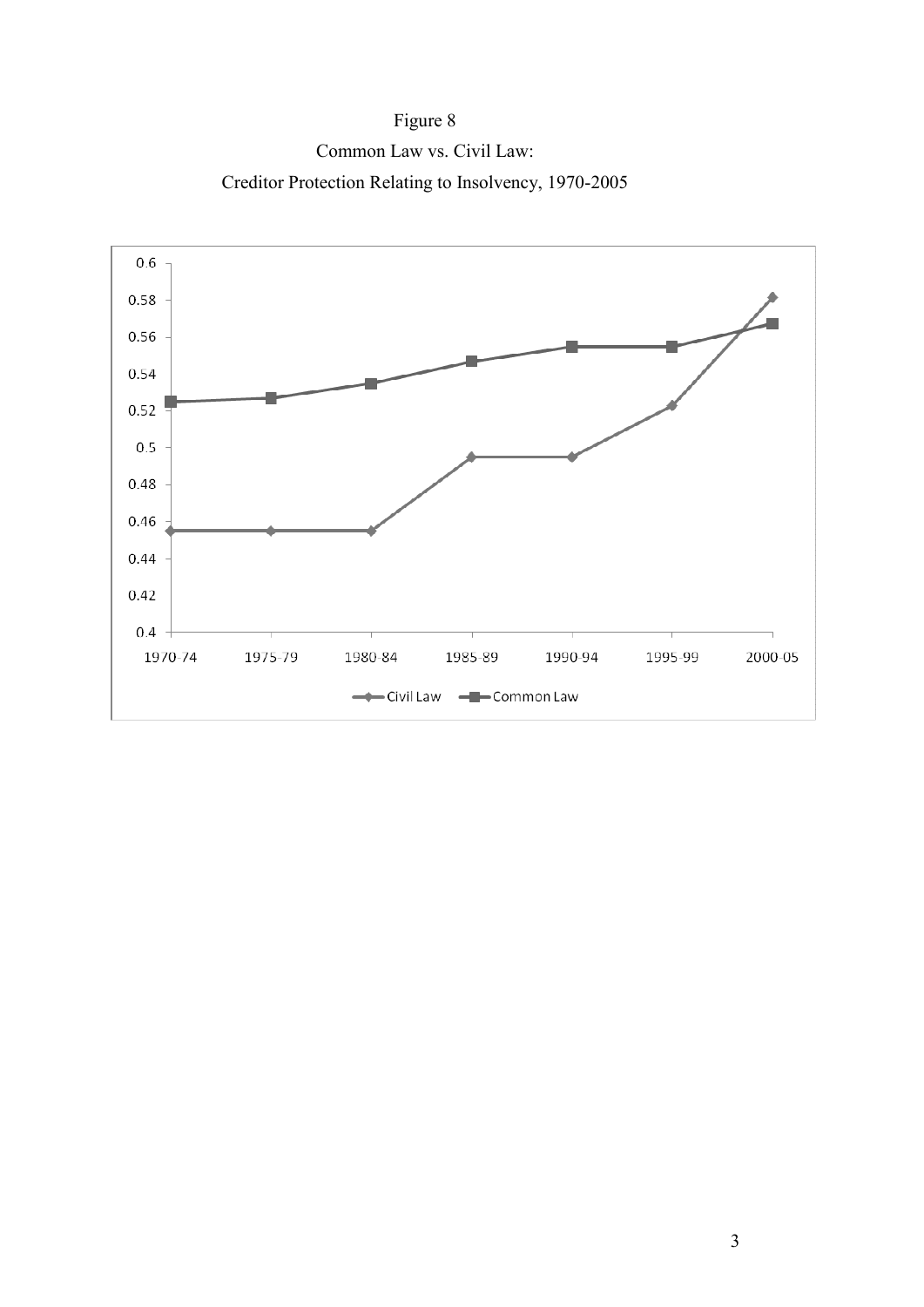Figure 8

Common Law vs. Civil Law:

Creditor Protection Relating to Insolvency, 1970-2005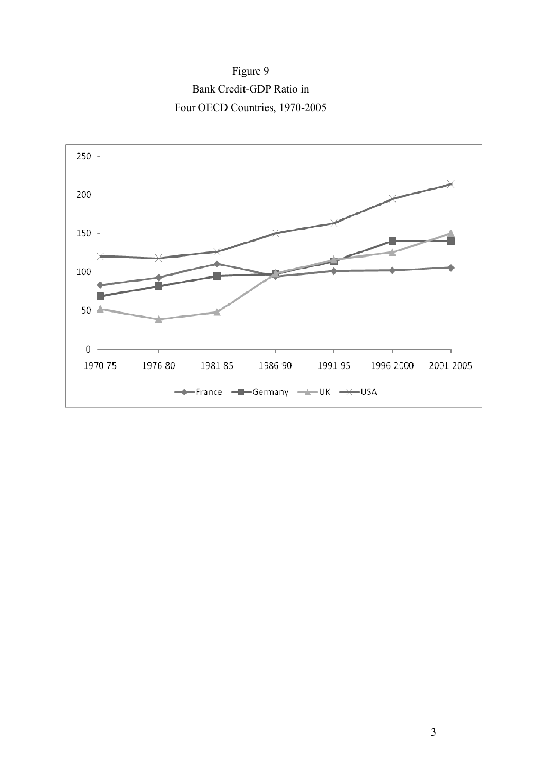Figure 9

Bank Credit-GDP Ratio in

Four OECD Countries, 1970-2005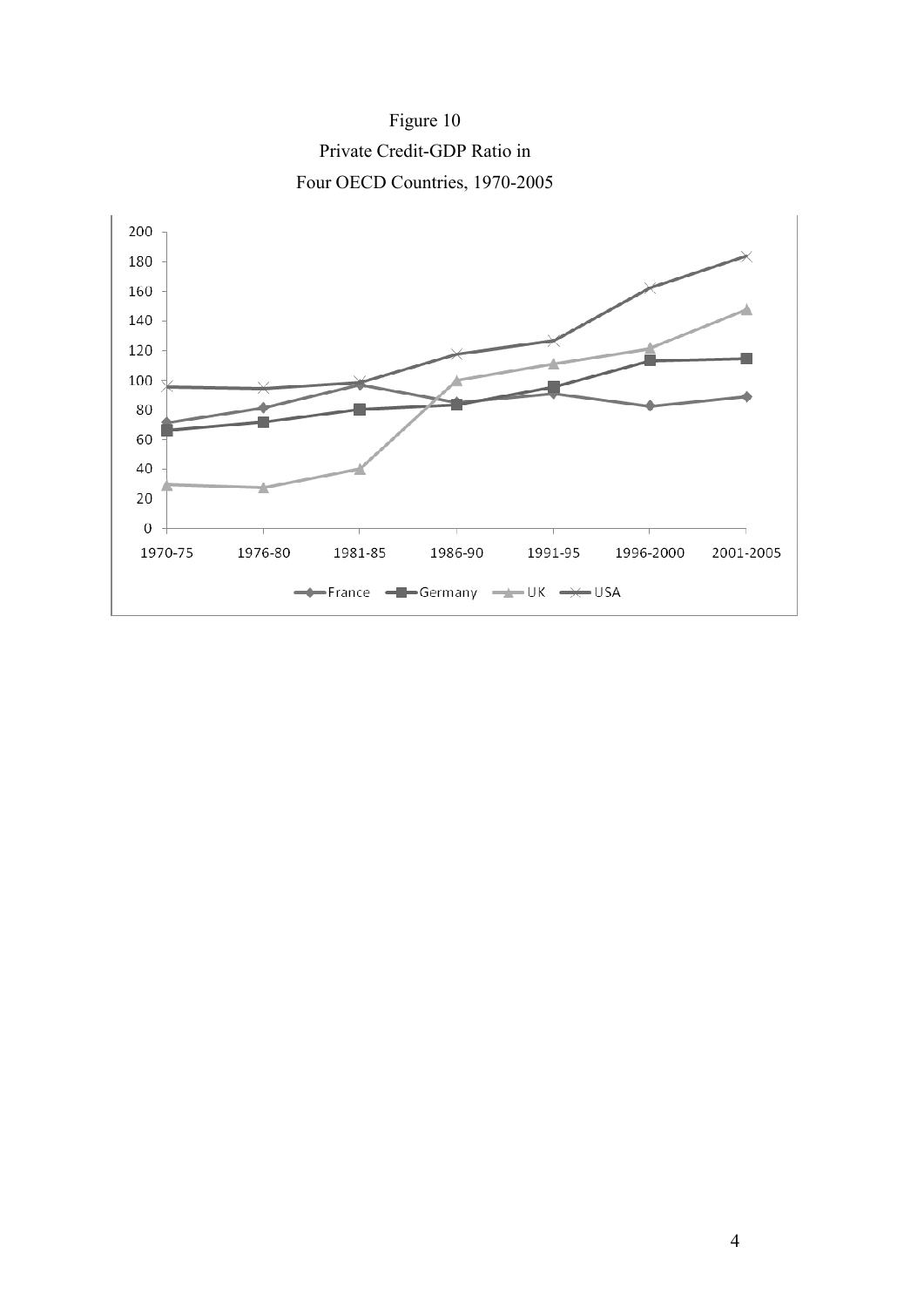Figure 10

Private Credit-GDP Ratio in

Four OECD Countries, 1970-2005

200
180
160
140
120
100
80
60
40
20
0

1970-75
1976-80
1981-85
1986-90
1991-95
1996-2000
2001-2005

France
Germany
UK
USA